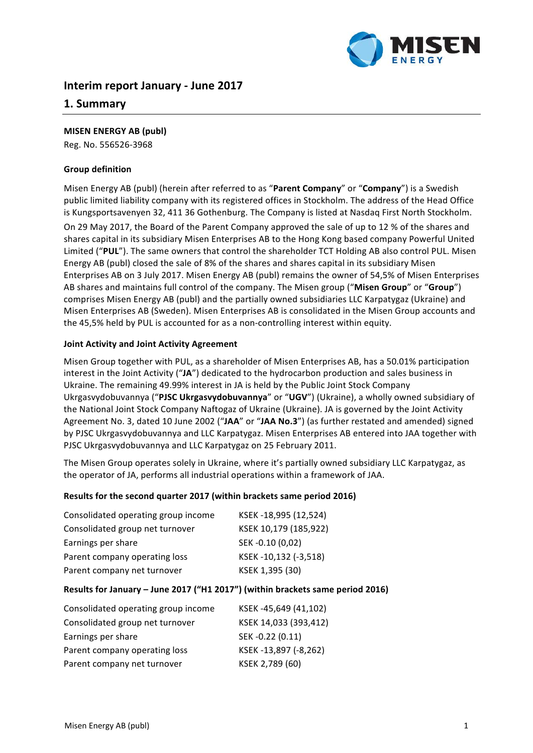# Interim report January - June 2017

## 1. Summary

**MISEN ENERGY AB (publ)**
Reg. No. 556526-3968

**Group definition**

Misen Energy AB (publ) (herein after referred to as "**Parent Company**" or "**Company**") is a Swedish public limited liability company with its registered offices in Stockholm. The address of the Head Office is Kungsportsavenyen 32, 411 36 Gothenburg. The Company is listed at Nasdaq First North Stockholm.

On 29 May 2017, the Board of the Parent Company approved the sale of up to 12 % of the shares and shares capital in its subsidiary Misen Enterprises AB to the Hong Kong based company Powerful United Limited ("**PUL**"). The same owners that control the shareholder TCT Holding AB also control PUL. Misen Energy AB (publ) closed the sale of 8% of the shares and shares capital in its subsidiary Misen Enterprises AB on 3 July 2017. Misen Energy AB (publ) remains the owner of 54,5% of Misen Enterprises AB shares and maintains full control of the company. The Misen group ("**Misen Group**" or "**Group**") comprises Misen Energy AB (publ) and the partially owned subsidiaries LLC Karpatygaz (Ukraine) and Misen Enterprises AB (Sweden). Misen Enterprises AB is consolidated in the Misen Group accounts and the 45,5% held by PUL is accounted for as a non-controlling interest within equity.

**Joint Activity and Joint Activity Agreement**

Misen Group together with PUL, as a shareholder of Misen Enterprises AB, has a 50.01% participation interest in the Joint Activity ("**JA**") dedicated to the hydrocarbon production and sales business in Ukraine. The remaining 49.99% interest in JA is held by the Public Joint Stock Company Ukrgasvydobuvannya ("**PJSC Ukrgasvydobuvannya**" or "**UGV**") (Ukraine), a wholly owned subsidiary of the National Joint Stock Company Naftogaz of Ukraine (Ukraine). JA is governed by the Joint Activity Agreement No. 3, dated 10 June 2002 ("**JAA**" or "**JAA No.3**") (as further restated and amended) signed by PJSC Ukrgasvydobuvannya and LLC Karpatygaz. Misen Enterprises AB entered into JAA together with PJSC Ukrgasvydobuvannya and LLC Karpatygaz on 25 February 2011.

The Misen Group operates solely in Ukraine, where it's partially owned subsidiary LLC Karpatygaz, as the operator of JA, performs all industrial operations within a framework of JAA.

**Results for the second quarter 2017 (within brackets same period 2016)**

| | |
|---|---|
| Consolidated operating group income | KSEK -18,995 (12,524) |
| Consolidated group net turnover | KSEK 10,179 (185,922) |
| Earnings per share | SEK -0.10 (0,02) |
| Parent company operating loss | KSEK -10,132 (-3,518) |
| Parent company net turnover | KSEK 1,395 (30) |

**Results for January – June 2017 ("H1 2017") (within brackets same period 2016)**

| | |
|---|---|
| Consolidated operating group income | KSEK -45,649 (41,102) |
| Consolidated group net turnover | KSEK 14,033 (393,412) |
| Earnings per share | SEK -0.22 (0.11) |
| Parent company operating loss | KSEK -13,897 (-8,262) |
| Parent company net turnover | KSEK 2,789 (60) |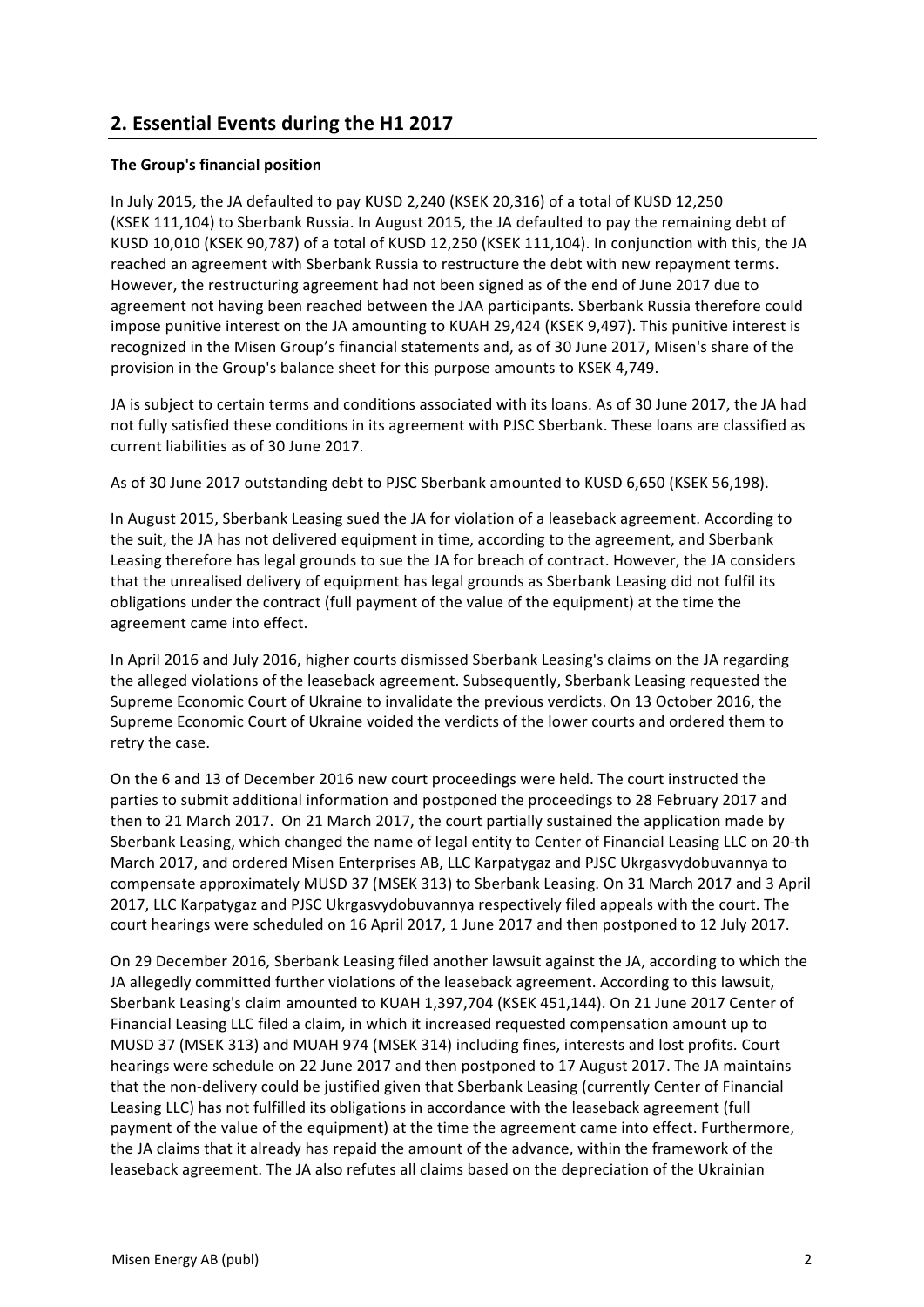## 2. Essential Events during the H1 2017

**The Group's financial position**

In July 2015, the JA defaulted to pay KUSD 2,240 (KSEK 20,316) of a total of KUSD 12,250 (KSEK 111,104) to Sberbank Russia. In August 2015, the JA defaulted to pay the remaining debt of KUSD 10,010 (KSEK 90,787) of a total of KUSD 12,250 (KSEK 111,104). In conjunction with this, the JA reached an agreement with Sberbank Russia to restructure the debt with new repayment terms. However, the restructuring agreement had not been signed as of the end of June 2017 due to agreement not having been reached between the JAA participants. Sberbank Russia therefore could impose punitive interest on the JA amounting to KUAH 29,424 (KSEK 9,497). This punitive interest is recognized in the Misen Group's financial statements and, as of 30 June 2017, Misen's share of the provision in the Group's balance sheet for this purpose amounts to KSEK 4,749.

JA is subject to certain terms and conditions associated with its loans. As of 30 June 2017, the JA had not fully satisfied these conditions in its agreement with PJSC Sberbank. These loans are classified as current liabilities as of 30 June 2017.

As of 30 June 2017 outstanding debt to PJSC Sberbank amounted to KUSD 6,650 (KSEK 56,198).

In August 2015, Sberbank Leasing sued the JA for violation of a leaseback agreement. According to the suit, the JA has not delivered equipment in time, according to the agreement, and Sberbank Leasing therefore has legal grounds to sue the JA for breach of contract. However, the JA considers that the unrealised delivery of equipment has legal grounds as Sberbank Leasing did not fulfil its obligations under the contract (full payment of the value of the equipment) at the time the agreement came into effect.

In April 2016 and July 2016, higher courts dismissed Sberbank Leasing's claims on the JA regarding the alleged violations of the leaseback agreement. Subsequently, Sberbank Leasing requested the Supreme Economic Court of Ukraine to invalidate the previous verdicts. On 13 October 2016, the Supreme Economic Court of Ukraine voided the verdicts of the lower courts and ordered them to retry the case.

On the 6 and 13 of December 2016 new court proceedings were held. The court instructed the parties to submit additional information and postponed the proceedings to 28 February 2017 and then to 21 March 2017. On 21 March 2017, the court partially sustained the application made by Sberbank Leasing, which changed the name of legal entity to Center of Financial Leasing LLC on 20-th March 2017, and ordered Misen Enterprises AB, LLC Karpatygaz and PJSC Ukrgasvydobuvannya to compensate approximately MUSD 37 (MSEK 313) to Sberbank Leasing. On 31 March 2017 and 3 April 2017, LLC Karpatygaz and PJSC Ukrgasvydobuvannya respectively filed appeals with the court. The court hearings were scheduled on 16 April 2017, 1 June 2017 and then postponed to 12 July 2017.

On 29 December 2016, Sberbank Leasing filed another lawsuit against the JA, according to which the JA allegedly committed further violations of the leaseback agreement. According to this lawsuit, Sberbank Leasing's claim amounted to KUAH 1,397,704 (KSEK 451,144). On 21 June 2017 Center of Financial Leasing LLC filed a claim, in which it increased requested compensation amount up to MUSD 37 (MSEK 313) and MUAH 974 (MSEK 314) including fines, interests and lost profits. Court hearings were schedule on 22 June 2017 and then postponed to 17 August 2017. The JA maintains that the non-delivery could be justified given that Sberbank Leasing (currently Center of Financial Leasing LLC) has not fulfilled its obligations in accordance with the leaseback agreement (full payment of the value of the equipment) at the time the agreement came into effect. Furthermore, the JA claims that it already has repaid the amount of the advance, within the framework of the leaseback agreement. The JA also refutes all claims based on the depreciation of the Ukrainian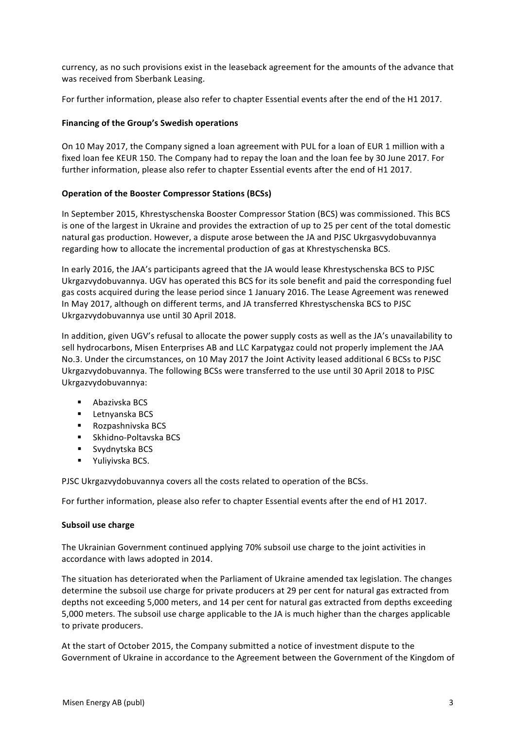currency, as no such provisions exist in the leaseback agreement for the amounts of the advance that was received from Sberbank Leasing.

For further information, please also refer to chapter Essential events after the end of the H1 2017.

**Financing of the Group's Swedish operations**

On 10 May 2017, the Company signed a loan agreement with PUL for a loan of EUR 1 million with a fixed loan fee KEUR 150. The Company had to repay the loan and the loan fee by 30 June 2017. For further information, please also refer to chapter Essential events after the end of H1 2017.

**Operation of the Booster Compressor Stations (BCSs)**

In September 2015, Khrestyschenska Booster Compressor Station (BCS) was commissioned. This BCS is one of the largest in Ukraine and provides the extraction of up to 25 per cent of the total domestic natural gas production. However, a dispute arose between the JA and PJSC Ukrgasvydobuvannya regarding how to allocate the incremental production of gas at Khrestyschenska BCS.

In early 2016, the JAA's participants agreed that the JA would lease Khrestyschenska BCS to PJSC Ukrgazvydobuvannya. UGV has operated this BCS for its sole benefit and paid the corresponding fuel gas costs acquired during the lease period since 1 January 2016. The Lease Agreement was renewed In May 2017, although on different terms, and JA transferred Khrestyschenska BCS to PJSC Ukrgazvydobuvannya use until 30 April 2018.

In addition, given UGV's refusal to allocate the power supply costs as well as the JA's unavailability to sell hydrocarbons, Misen Enterprises AB and LLC Karpatygaz could not properly implement the JAA No.3. Under the circumstances, on 10 May 2017 the Joint Activity leased additional 6 BCSs to PJSC Ukrgazvydobuvannya. The following BCSs were transferred to the use until 30 April 2018 to PJSC Ukrgazvydobuvannya:

- Abazivska BCS
- Letnyanska BCS
- Rozpashnivska BCS
- Skhidno-Poltavska BCS
- Svydnytska BCS
- Yuliyivska BCS.

PJSC Ukrgazvydobuvannya covers all the costs related to operation of the BCSs.

For further information, please also refer to chapter Essential events after the end of H1 2017.

**Subsoil use charge**

The Ukrainian Government continued applying 70% subsoil use charge to the joint activities in accordance with laws adopted in 2014.

The situation has deteriorated when the Parliament of Ukraine amended tax legislation. The changes determine the subsoil use charge for private producers at 29 per cent for natural gas extracted from depths not exceeding 5,000 meters, and 14 per cent for natural gas extracted from depths exceeding 5,000 meters. The subsoil use charge applicable to the JA is much higher than the charges applicable to private producers.

At the start of October 2015, the Company submitted a notice of investment dispute to the Government of Ukraine in accordance to the Agreement between the Government of the Kingdom of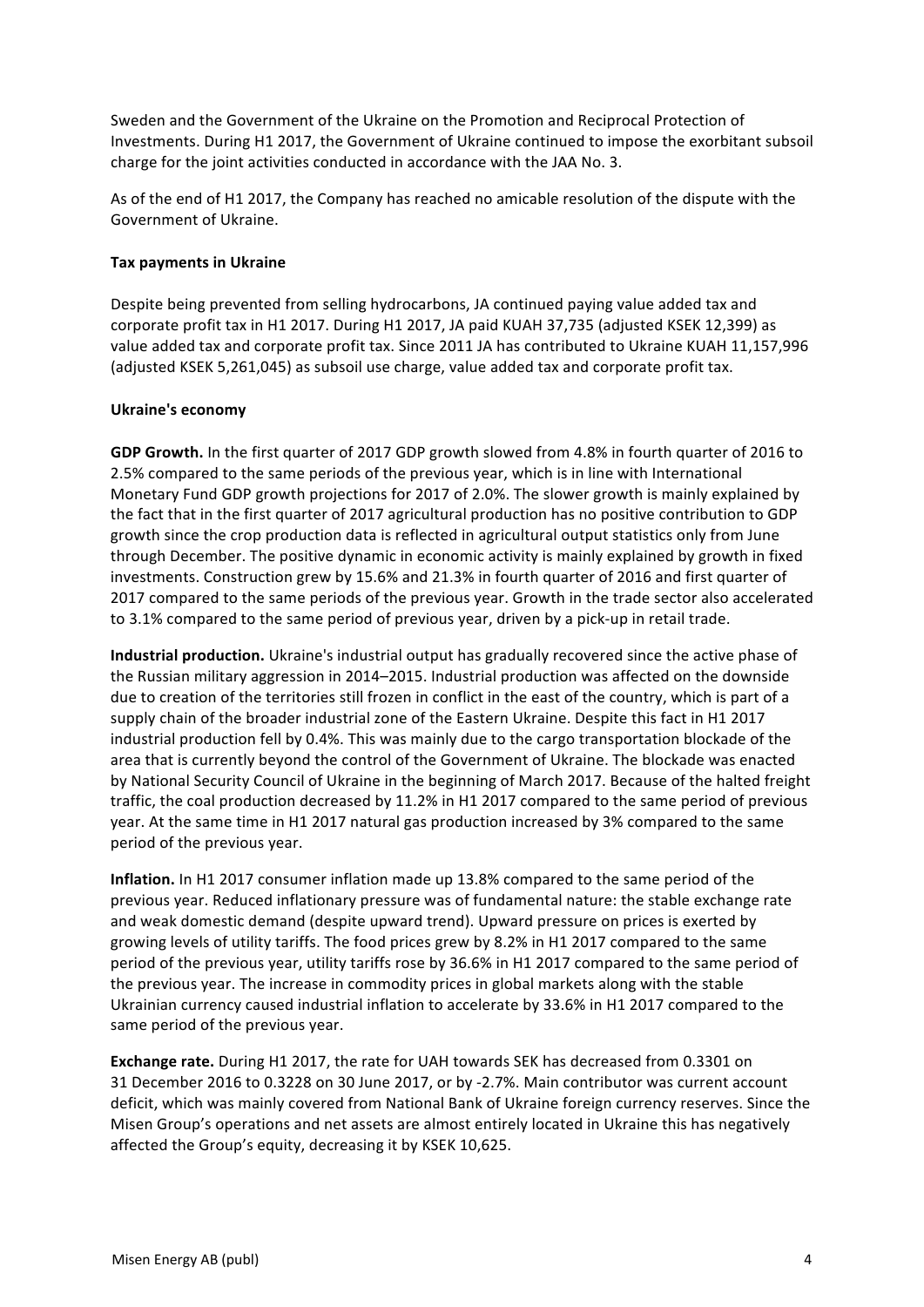Sweden and the Government of the Ukraine on the Promotion and Reciprocal Protection of Investments. During H1 2017, the Government of Ukraine continued to impose the exorbitant subsoil charge for the joint activities conducted in accordance with the JAA No. 3.

As of the end of H1 2017, the Company has reached no amicable resolution of the dispute with the Government of Ukraine.

**Tax payments in Ukraine**

Despite being prevented from selling hydrocarbons, JA continued paying value added tax and corporate profit tax in H1 2017. During H1 2017, JA paid KUAH 37,735 (adjusted KSEK 12,399) as value added tax and corporate profit tax. Since 2011 JA has contributed to Ukraine KUAH 11,157,996 (adjusted KSEK 5,261,045) as subsoil use charge, value added tax and corporate profit tax.

**Ukraine's economy**

**GDP Growth.** In the first quarter of 2017 GDP growth slowed from 4.8% in fourth quarter of 2016 to 2.5% compared to the same periods of the previous year, which is in line with International Monetary Fund GDP growth projections for 2017 of 2.0%. The slower growth is mainly explained by the fact that in the first quarter of 2017 agricultural production has no positive contribution to GDP growth since the crop production data is reflected in agricultural output statistics only from June through December. The positive dynamic in economic activity is mainly explained by growth in fixed investments. Construction grew by 15.6% and 21.3% in fourth quarter of 2016 and first quarter of 2017 compared to the same periods of the previous year. Growth in the trade sector also accelerated to 3.1% compared to the same period of previous year, driven by a pick-up in retail trade.

**Industrial production.** Ukraine's industrial output has gradually recovered since the active phase of the Russian military aggression in 2014–2015. Industrial production was affected on the downside due to creation of the territories still frozen in conflict in the east of the country, which is part of a supply chain of the broader industrial zone of the Eastern Ukraine. Despite this fact in H1 2017 industrial production fell by 0.4%. This was mainly due to the cargo transportation blockade of the area that is currently beyond the control of the Government of Ukraine. The blockade was enacted by National Security Council of Ukraine in the beginning of March 2017. Because of the halted freight traffic, the coal production decreased by 11.2% in H1 2017 compared to the same period of previous year. At the same time in H1 2017 natural gas production increased by 3% compared to the same period of the previous year.

**Inflation.** In H1 2017 consumer inflation made up 13.8% compared to the same period of the previous year. Reduced inflationary pressure was of fundamental nature: the stable exchange rate and weak domestic demand (despite upward trend). Upward pressure on prices is exerted by growing levels of utility tariffs. The food prices grew by 8.2% in H1 2017 compared to the same period of the previous year, utility tariffs rose by 36.6% in H1 2017 compared to the same period of the previous year. The increase in commodity prices in global markets along with the stable Ukrainian currency caused industrial inflation to accelerate by 33.6% in H1 2017 compared to the same period of the previous year.

**Exchange rate.** During H1 2017, the rate for UAH towards SEK has decreased from 0.3301 on 31 December 2016 to 0.3228 on 30 June 2017, or by -2.7%. Main contributor was current account deficit, which was mainly covered from National Bank of Ukraine foreign currency reserves. Since the Misen Group's operations and net assets are almost entirely located in Ukraine this has negatively affected the Group's equity, decreasing it by KSEK 10,625.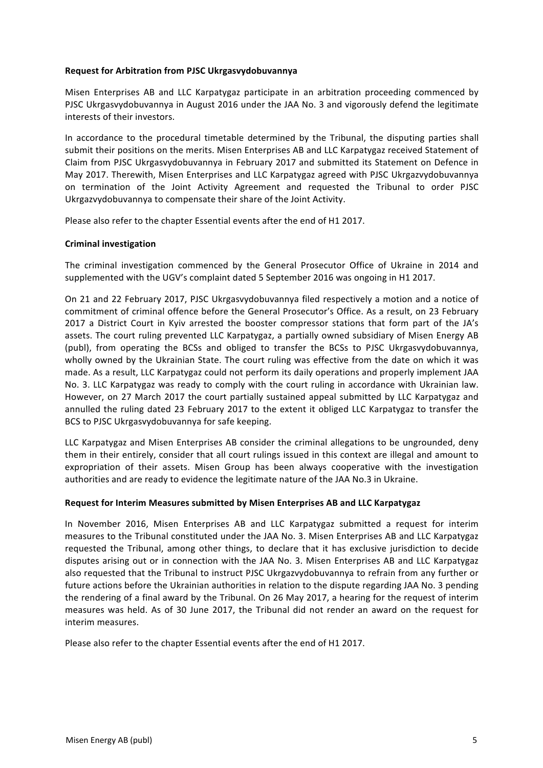**Request for Arbitration from PJSC Ukrgasvydobuvannya**

Misen Enterprises AB and LLC Karpatygaz participate in an arbitration proceeding commenced by PJSC Ukrgasvydobuvannya in August 2016 under the JAA No. 3 and vigorously defend the legitimate interests of their investors.

In accordance to the procedural timetable determined by the Tribunal, the disputing parties shall submit their positions on the merits. Misen Enterprises AB and LLC Karpatygaz received Statement of Claim from PJSC Ukrgasvydobuvannya in February 2017 and submitted its Statement on Defence in May 2017. Therewith, Misen Enterprises and LLC Karpatygaz agreed with PJSC Ukrgazvydobuvannya on termination of the Joint Activity Agreement and requested the Tribunal to order PJSC Ukrgazvydobuvannya to compensate their share of the Joint Activity.

Please also refer to the chapter Essential events after the end of H1 2017.

**Criminal investigation**

The criminal investigation commenced by the General Prosecutor Office of Ukraine in 2014 and supplemented with the UGV's complaint dated 5 September 2016 was ongoing in H1 2017.

On 21 and 22 February 2017, PJSC Ukrgasvydobuvannya filed respectively a motion and a notice of commitment of criminal offence before the General Prosecutor's Office. As a result, on 23 February 2017 a District Court in Kyiv arrested the booster compressor stations that form part of the JA's assets. The court ruling prevented LLC Karpatygaz, a partially owned subsidiary of Misen Energy AB (publ), from operating the BCSs and obliged to transfer the BCSs to PJSC Ukrgasvydobuvannya, wholly owned by the Ukrainian State. The court ruling was effective from the date on which it was made. As a result, LLC Karpatygaz could not perform its daily operations and properly implement JAA No. 3. LLC Karpatygaz was ready to comply with the court ruling in accordance with Ukrainian law. However, on 27 March 2017 the court partially sustained appeal submitted by LLC Karpatygaz and annulled the ruling dated 23 February 2017 to the extent it obliged LLC Karpatygaz to transfer the BCS to PJSC Ukrgasvydobuvannya for safe keeping.

LLC Karpatygaz and Misen Enterprises AB consider the criminal allegations to be ungrounded, deny them in their entirely, consider that all court rulings issued in this context are illegal and amount to expropriation of their assets. Misen Group has been always cooperative with the investigation authorities and are ready to evidence the legitimate nature of the JAA No.3 in Ukraine.

**Request for Interim Measures submitted by Misen Enterprises AB and LLC Karpatygaz**

In November 2016, Misen Enterprises AB and LLC Karpatygaz submitted a request for interim measures to the Tribunal constituted under the JAA No. 3. Misen Enterprises AB and LLC Karpatygaz requested the Tribunal, among other things, to declare that it has exclusive jurisdiction to decide disputes arising out or in connection with the JAA No. 3. Misen Enterprises AB and LLC Karpatygaz also requested that the Tribunal to instruct PJSC Ukrgazvydobuvannya to refrain from any further or future actions before the Ukrainian authorities in relation to the dispute regarding JAA No. 3 pending the rendering of a final award by the Tribunal. On 26 May 2017, a hearing for the request of interim measures was held. As of 30 June 2017, the Tribunal did not render an award on the request for interim measures.

Please also refer to the chapter Essential events after the end of H1 2017.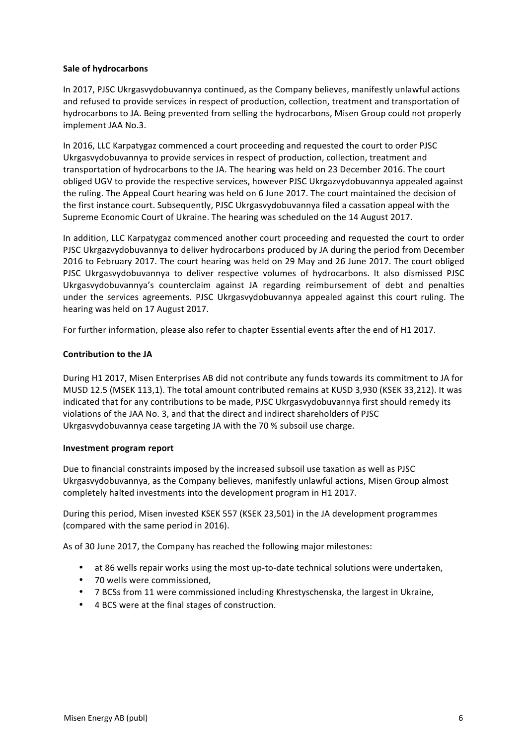### Sale of hydrocarbons

In 2017, PJSC Ukrgasvydobuvannya continued, as the Company believes, manifestly unlawful actions and refused to provide services in respect of production, collection, treatment and transportation of hydrocarbons to JA. Being prevented from selling the hydrocarbons, Misen Group could not properly implement JAA No.3.

In 2016, LLC Karpatygaz commenced a court proceeding and requested the court to order PJSC Ukrgasvydobuvannya to provide services in respect of production, collection, treatment and transportation of hydrocarbons to the JA. The hearing was held on 23 December 2016. The court obliged UGV to provide the respective services, however PJSC Ukrgazvydobuvannya appealed against the ruling. The Appeal Court hearing was held on 6 June 2017. The court maintained the decision of the first instance court. Subsequently, PJSC Ukrgasvydobuvannya filed a cassation appeal with the Supreme Economic Court of Ukraine. The hearing was scheduled on the 14 August 2017.

In addition, LLC Karpatygaz commenced another court proceeding and requested the court to order PJSC Ukrgazvydobuvannya to deliver hydrocarbons produced by JA during the period from December 2016 to February 2017. The court hearing was held on 29 May and 26 June 2017. The court obliged PJSC Ukrgasvydobuvannya to deliver respective volumes of hydrocarbons. It also dismissed PJSC Ukrgasvydobuvannya's counterclaim against JA regarding reimbursement of debt and penalties under the services agreements. PJSC Ukrgasvydobuvannya appealed against this court ruling. The hearing was held on 17 August 2017.

For further information, please also refer to chapter Essential events after the end of H1 2017.

### Contribution to the JA

During H1 2017, Misen Enterprises AB did not contribute any funds towards its commitment to JA for MUSD 12.5 (MSEK 113,1). The total amount contributed remains at KUSD 3,930 (KSEK 33,212). It was indicated that for any contributions to be made, PJSC Ukrgasvydobuvannya first should remedy its violations of the JAA No. 3, and that the direct and indirect shareholders of PJSC Ukrgasvydobuvannya cease targeting JA with the 70 % subsoil use charge.

### Investment program report

Due to financial constraints imposed by the increased subsoil use taxation as well as PJSC Ukrgasvydobuvannya, as the Company believes, manifestly unlawful actions, Misen Group almost completely halted investments into the development program in H1 2017.

During this period, Misen invested KSEK 557 (KSEK 23,501) in the JA development programmes (compared with the same period in 2016).

As of 30 June 2017, the Company has reached the following major milestones:

- at 86 wells repair works using the most up-to-date technical solutions were undertaken,
- 70 wells were commissioned,
- 7 BCSs from 11 were commissioned including Khrestyschenska, the largest in Ukraine,
- 4 BCS were at the final stages of construction.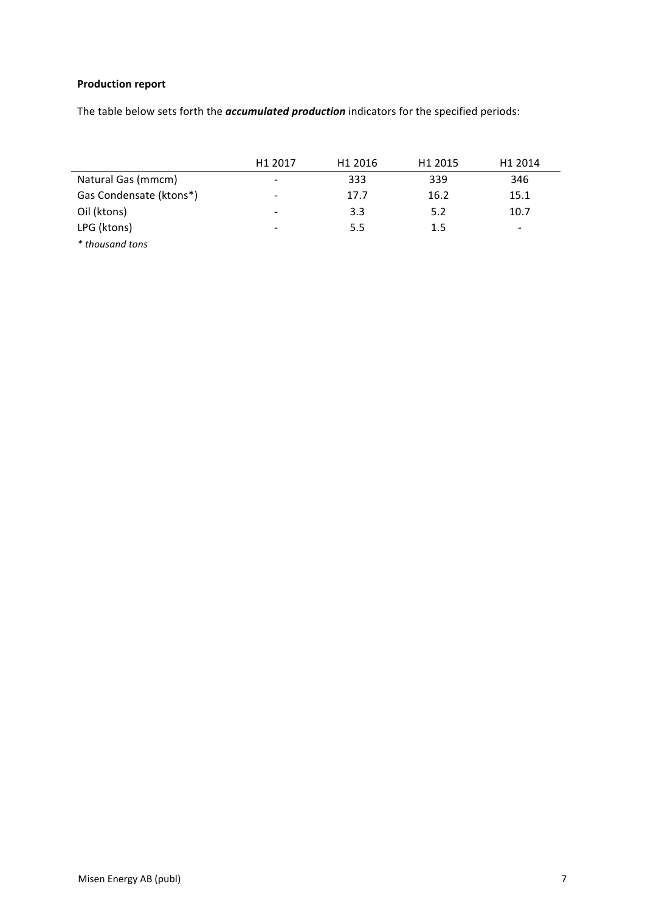**Production report**

The table below sets forth the ***accumulated production*** indicators for the specified periods:

| | H1 2017 | H1 2016 | H1 2015 | H1 2014 |
|---|---|---|---|---|
| Natural Gas (mmcm) | - | 333 | 339 | 346 |
| Gas Condensate (ktons*) | - | 17.7 | 16.2 | 15.1 |
| Oil (ktons) | - | 3.3 | 5.2 | 10.7 |
| LPG (ktons) | - | 5.5 | 1.5 | - |

*\* thousand tons*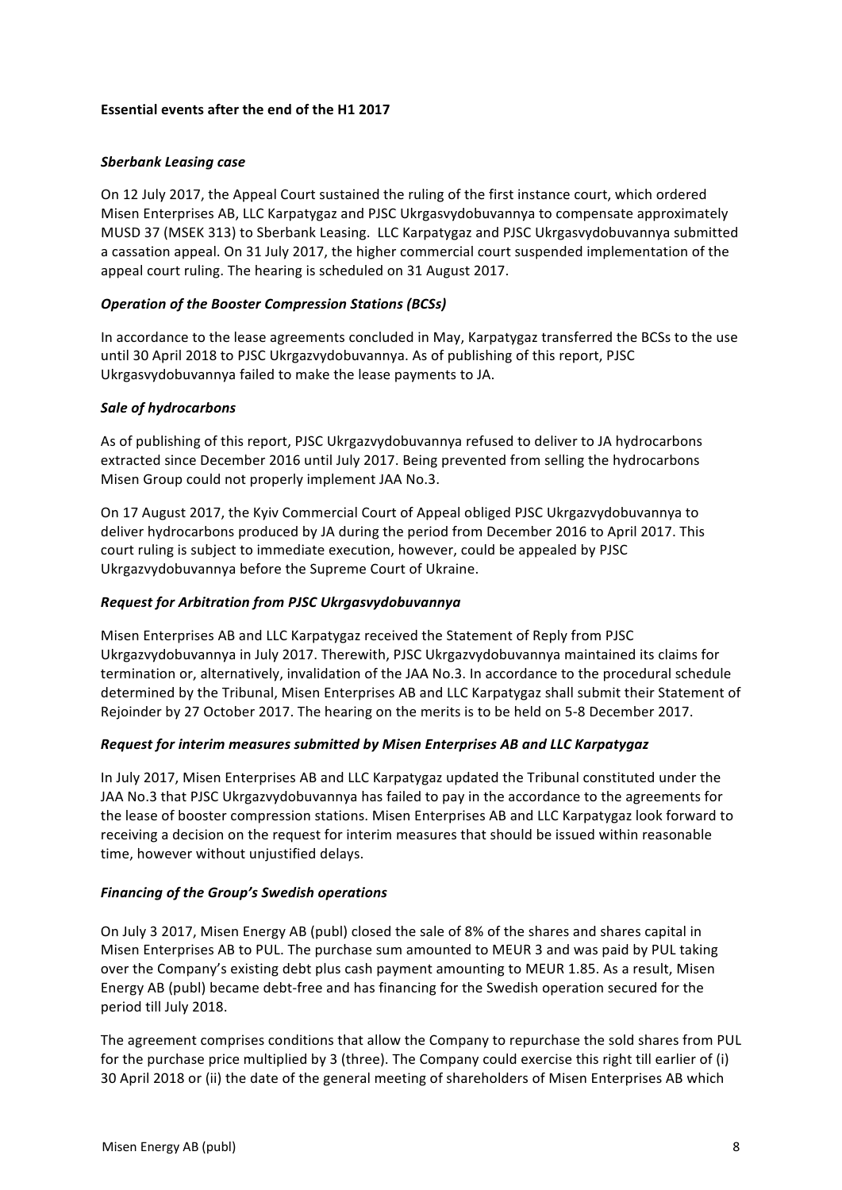**Essential events after the end of the H1 2017**

***Sberbank Leasing case***

On 12 July 2017, the Appeal Court sustained the ruling of the first instance court, which ordered Misen Enterprises AB, LLC Karpatygaz and PJSC Ukrgasvydobuvannya to compensate approximately MUSD 37 (MSEK 313) to Sberbank Leasing. LLC Karpatygaz and PJSC Ukrgasvydobuvannya submitted a cassation appeal. On 31 July 2017, the higher commercial court suspended implementation of the appeal court ruling. The hearing is scheduled on 31 August 2017.

***Operation of the Booster Compression Stations (BCSs)***

In accordance to the lease agreements concluded in May, Karpatygaz transferred the BCSs to the use until 30 April 2018 to PJSC Ukrgazvydobuvannya. As of publishing of this report, PJSC Ukrgasvydobuvannya failed to make the lease payments to JA.

***Sale of hydrocarbons***

As of publishing of this report, PJSC Ukrgazvydobuvannya refused to deliver to JA hydrocarbons extracted since December 2016 until July 2017. Being prevented from selling the hydrocarbons Misen Group could not properly implement JAA No.3.

On 17 August 2017, the Kyiv Commercial Court of Appeal obliged PJSC Ukrgazvydobuvannya to deliver hydrocarbons produced by JA during the period from December 2016 to April 2017. This court ruling is subject to immediate execution, however, could be appealed by PJSC Ukrgazvydobuvannya before the Supreme Court of Ukraine.

***Request for Arbitration from PJSC Ukrgasvydobuvannya***

Misen Enterprises AB and LLC Karpatygaz received the Statement of Reply from PJSC Ukrgazvydobuvannya in July 2017. Therewith, PJSC Ukrgazvydobuvannya maintained its claims for termination or, alternatively, invalidation of the JAA No.3. In accordance to the procedural schedule determined by the Tribunal, Misen Enterprises AB and LLC Karpatygaz shall submit their Statement of Rejoinder by 27 October 2017. The hearing on the merits is to be held on 5-8 December 2017.

***Request for interim measures submitted by Misen Enterprises AB and LLC Karpatygaz***

In July 2017, Misen Enterprises AB and LLC Karpatygaz updated the Tribunal constituted under the JAA No.3 that PJSC Ukrgazvydobuvannya has failed to pay in the accordance to the agreements for the lease of booster compression stations. Misen Enterprises AB and LLC Karpatygaz look forward to receiving a decision on the request for interim measures that should be issued within reasonable time, however without unjustified delays.

***Financing of the Group's Swedish operations***

On July 3 2017, Misen Energy AB (publ) closed the sale of 8% of the shares and shares capital in Misen Enterprises AB to PUL. The purchase sum amounted to MEUR 3 and was paid by PUL taking over the Company's existing debt plus cash payment amounting to MEUR 1.85. As a result, Misen Energy AB (publ) became debt-free and has financing for the Swedish operation secured for the period till July 2018.

The agreement comprises conditions that allow the Company to repurchase the sold shares from PUL for the purchase price multiplied by 3 (three). The Company could exercise this right till earlier of (i) 30 April 2018 or (ii) the date of the general meeting of shareholders of Misen Enterprises AB which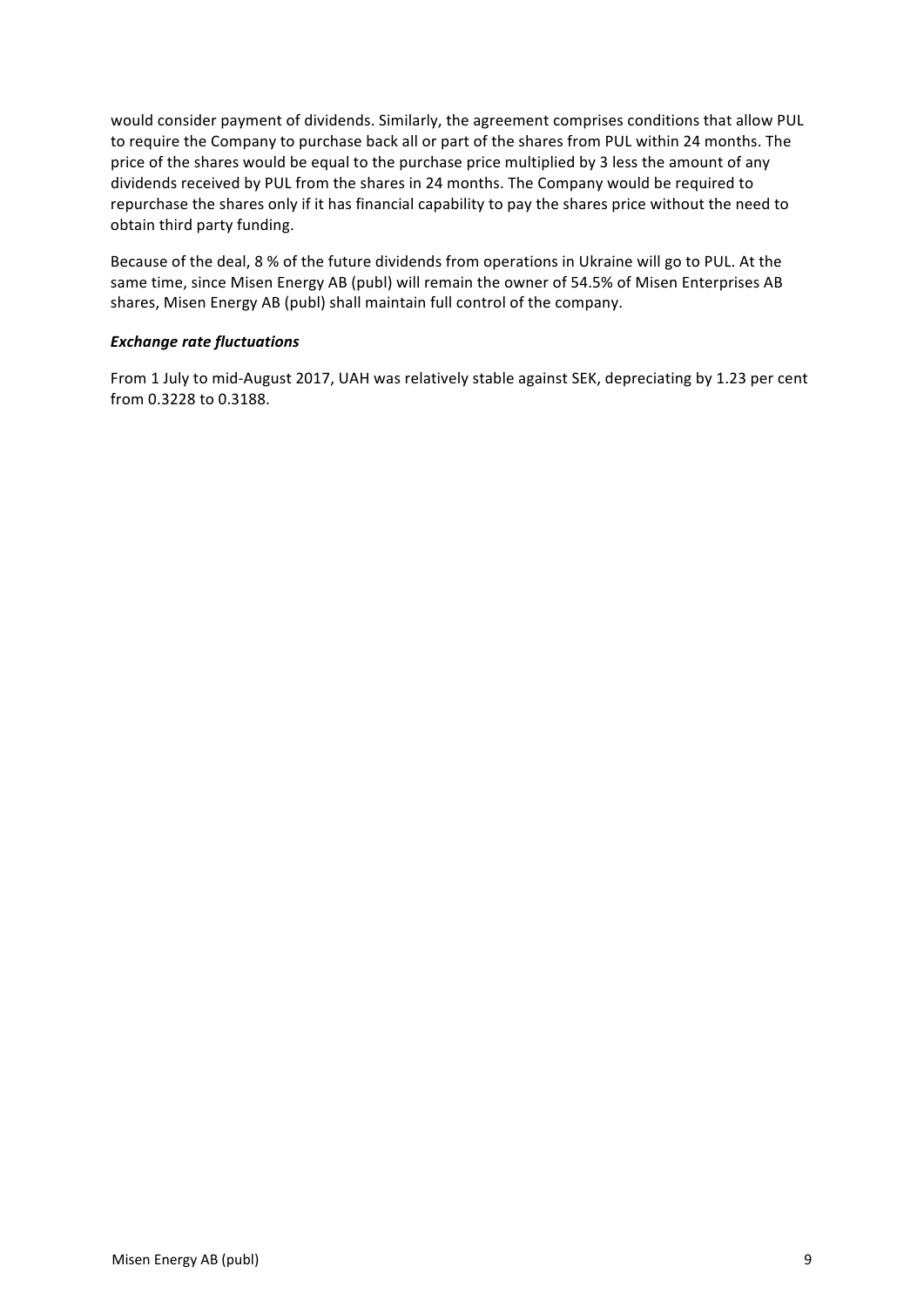would consider payment of dividends. Similarly, the agreement comprises conditions that allow PUL to require the Company to purchase back all or part of the shares from PUL within 24 months. The price of the shares would be equal to the purchase price multiplied by 3 less the amount of any dividends received by PUL from the shares in 24 months. The Company would be required to repurchase the shares only if it has financial capability to pay the shares price without the need to obtain third party funding.

Because of the deal, 8 % of the future dividends from operations in Ukraine will go to PUL. At the same time, since Misen Energy AB (publ) will remain the owner of 54.5% of Misen Enterprises AB shares, Misen Energy AB (publ) shall maintain full control of the company.

***Exchange rate fluctuations***

From 1 July to mid-August 2017, UAH was relatively stable against SEK, depreciating by 1.23 per cent from 0.3228 to 0.3188.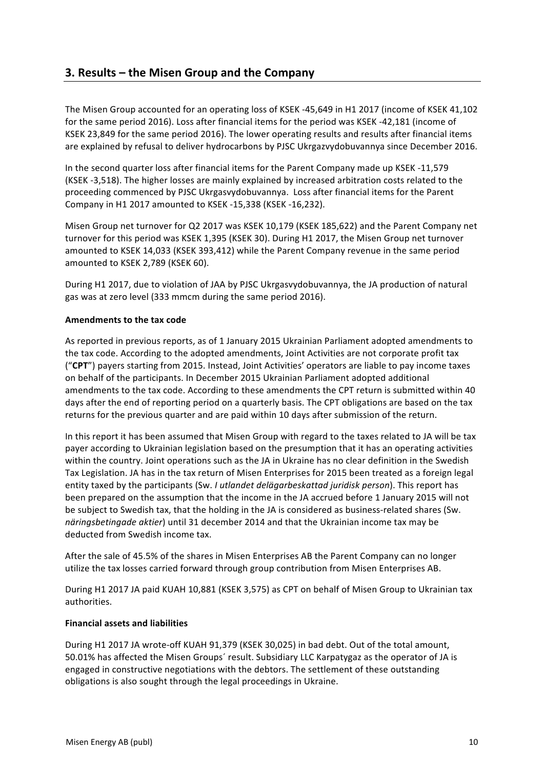## 3. Results – the Misen Group and the Company

The Misen Group accounted for an operating loss of KSEK -45,649 in H1 2017 (income of KSEK 41,102 for the same period 2016). Loss after financial items for the period was KSEK -42,181 (income of KSEK 23,849 for the same period 2016). The lower operating results and results after financial items are explained by refusal to deliver hydrocarbons by PJSC Ukrgazvydobuvannya since December 2016.

In the second quarter loss after financial items for the Parent Company made up KSEK -11,579 (KSEK -3,518). The higher losses are mainly explained by increased arbitration costs related to the proceeding commenced by PJSC Ukrgasvydobuvannya. Loss after financial items for the Parent Company in H1 2017 amounted to KSEK -15,338 (KSEK -16,232).

Misen Group net turnover for Q2 2017 was KSEK 10,179 (KSEK 185,622) and the Parent Company net turnover for this period was KSEK 1,395 (KSEK 30). During H1 2017, the Misen Group net turnover amounted to KSEK 14,033 (KSEK 393,412) while the Parent Company revenue in the same period amounted to KSEK 2,789 (KSEK 60).

During H1 2017, due to violation of JAA by PJSC Ukrgasvydobuvannya, the JA production of natural gas was at zero level (333 mmcm during the same period 2016).

**Amendments to the tax code**

As reported in previous reports, as of 1 January 2015 Ukrainian Parliament adopted amendments to the tax code. According to the adopted amendments, Joint Activities are not corporate profit tax ("**CPT**") payers starting from 2015. Instead, Joint Activities' operators are liable to pay income taxes on behalf of the participants. In December 2015 Ukrainian Parliament adopted additional amendments to the tax code. According to these amendments the CPT return is submitted within 40 days after the end of reporting period on a quarterly basis. The CPT obligations are based on the tax returns for the previous quarter and are paid within 10 days after submission of the return.

In this report it has been assumed that Misen Group with regard to the taxes related to JA will be tax payer according to Ukrainian legislation based on the presumption that it has an operating activities within the country. Joint operations such as the JA in Ukraine has no clear definition in the Swedish Tax Legislation. JA has in the tax return of Misen Enterprises for 2015 been treated as a foreign legal entity taxed by the participants (Sw. *I utlandet delägarbeskattad juridisk person*). This report has been prepared on the assumption that the income in the JA accrued before 1 January 2015 will not be subject to Swedish tax, that the holding in the JA is considered as business-related shares (Sw. *näringsbetingade aktier*) until 31 december 2014 and that the Ukrainian income tax may be deducted from Swedish income tax.

After the sale of 45.5% of the shares in Misen Enterprises AB the Parent Company can no longer utilize the tax losses carried forward through group contribution from Misen Enterprises AB.

During H1 2017 JA paid KUAH 10,881 (KSEK 3,575) as CPT on behalf of Misen Group to Ukrainian tax authorities.

**Financial assets and liabilities**

During H1 2017 JA wrote-off KUAH 91,379 (KSEK 30,025) in bad debt. Out of the total amount, 50.01% has affected the Misen Groups´ result. Subsidiary LLC Karpatygaz as the operator of JA is engaged in constructive negotiations with the debtors. The settlement of these outstanding obligations is also sought through the legal proceedings in Ukraine.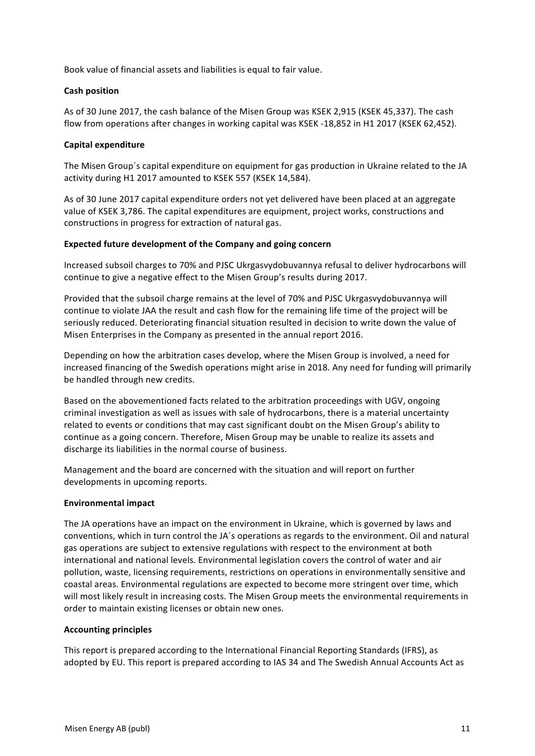Book value of financial assets and liabilities is equal to fair value.

**Cash position**

As of 30 June 2017, the cash balance of the Misen Group was KSEK 2,915 (KSEK 45,337). The cash flow from operations after changes in working capital was KSEK -18,852 in H1 2017 (KSEK 62,452).

**Capital expenditure**

The Misen Group´s capital expenditure on equipment for gas production in Ukraine related to the JA activity during H1 2017 amounted to KSEK 557 (KSEK 14,584).

As of 30 June 2017 capital expenditure orders not yet delivered have been placed at an aggregate value of KSEK 3,786. The capital expenditures are equipment, project works, constructions and constructions in progress for extraction of natural gas.

**Expected future development of the Company and going concern**

Increased subsoil charges to 70% and PJSC Ukrgasvydobuvannya refusal to deliver hydrocarbons will continue to give a negative effect to the Misen Group's results during 2017.

Provided that the subsoil charge remains at the level of 70% and PJSC Ukrgasvydobuvannya will continue to violate JAA the result and cash flow for the remaining life time of the project will be seriously reduced. Deteriorating financial situation resulted in decision to write down the value of Misen Enterprises in the Company as presented in the annual report 2016.

Depending on how the arbitration cases develop, where the Misen Group is involved, a need for increased financing of the Swedish operations might arise in 2018. Any need for funding will primarily be handled through new credits.

Based on the abovementioned facts related to the arbitration proceedings with UGV, ongoing criminal investigation as well as issues with sale of hydrocarbons, there is a material uncertainty related to events or conditions that may cast significant doubt on the Misen Group's ability to continue as a going concern. Therefore, Misen Group may be unable to realize its assets and discharge its liabilities in the normal course of business.

Management and the board are concerned with the situation and will report on further developments in upcoming reports.

**Environmental impact**

The JA operations have an impact on the environment in Ukraine, which is governed by laws and conventions, which in turn control the JA´s operations as regards to the environment. Oil and natural gas operations are subject to extensive regulations with respect to the environment at both international and national levels. Environmental legislation covers the control of water and air pollution, waste, licensing requirements, restrictions on operations in environmentally sensitive and coastal areas. Environmental regulations are expected to become more stringent over time, which will most likely result in increasing costs. The Misen Group meets the environmental requirements in order to maintain existing licenses or obtain new ones.

**Accounting principles**

This report is prepared according to the International Financial Reporting Standards (IFRS), as adopted by EU. This report is prepared according to IAS 34 and The Swedish Annual Accounts Act as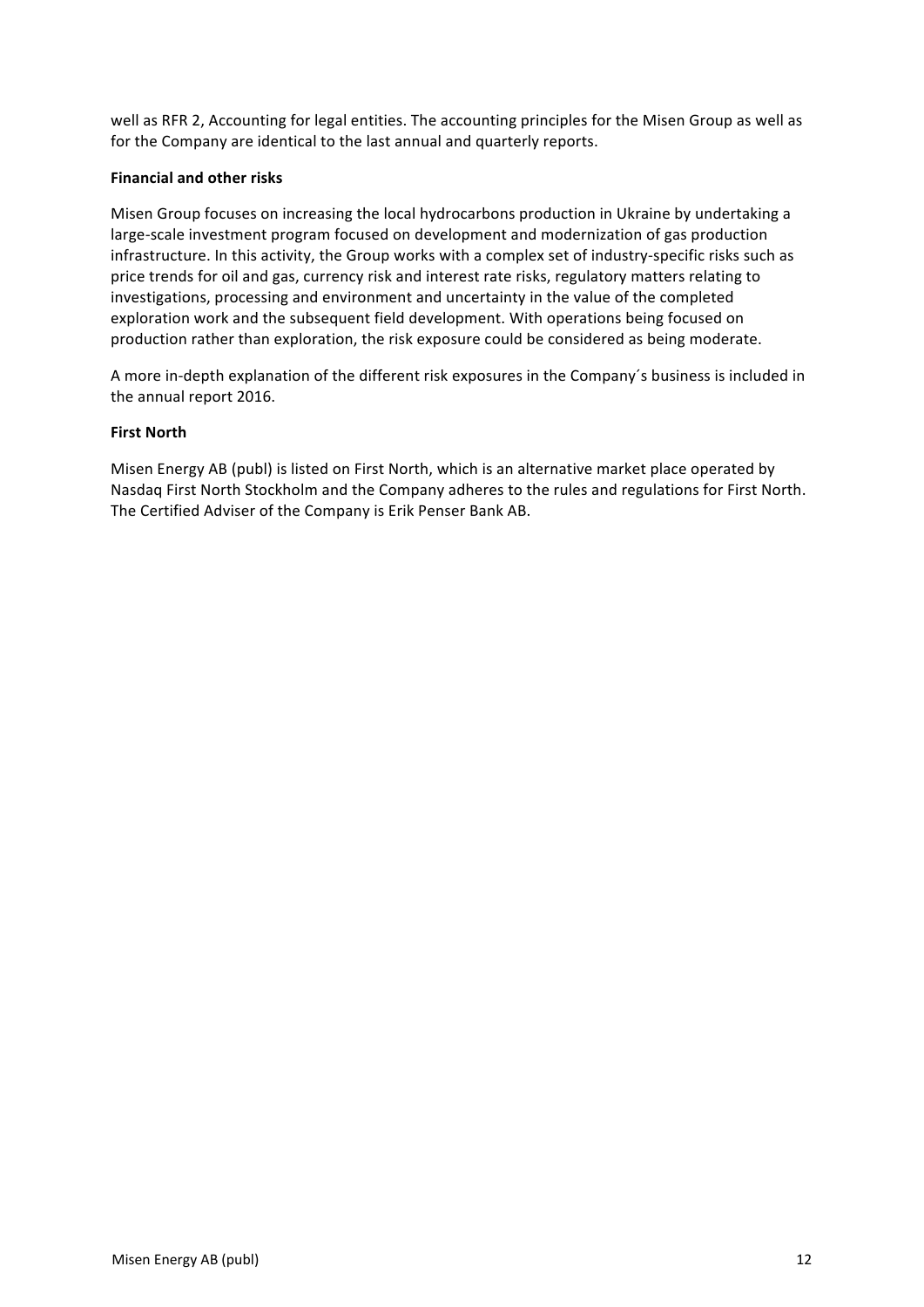well as RFR 2, Accounting for legal entities. The accounting principles for the Misen Group as well as for the Company are identical to the last annual and quarterly reports.

**Financial and other risks**

Misen Group focuses on increasing the local hydrocarbons production in Ukraine by undertaking a large-scale investment program focused on development and modernization of gas production infrastructure. In this activity, the Group works with a complex set of industry-specific risks such as price trends for oil and gas, currency risk and interest rate risks, regulatory matters relating to investigations, processing and environment and uncertainty in the value of the completed exploration work and the subsequent field development. With operations being focused on production rather than exploration, the risk exposure could be considered as being moderate.

A more in-depth explanation of the different risk exposures in the Company´s business is included in the annual report 2016.

**First North**

Misen Energy AB (publ) is listed on First North, which is an alternative market place operated by Nasdaq First North Stockholm and the Company adheres to the rules and regulations for First North. The Certified Adviser of the Company is Erik Penser Bank AB.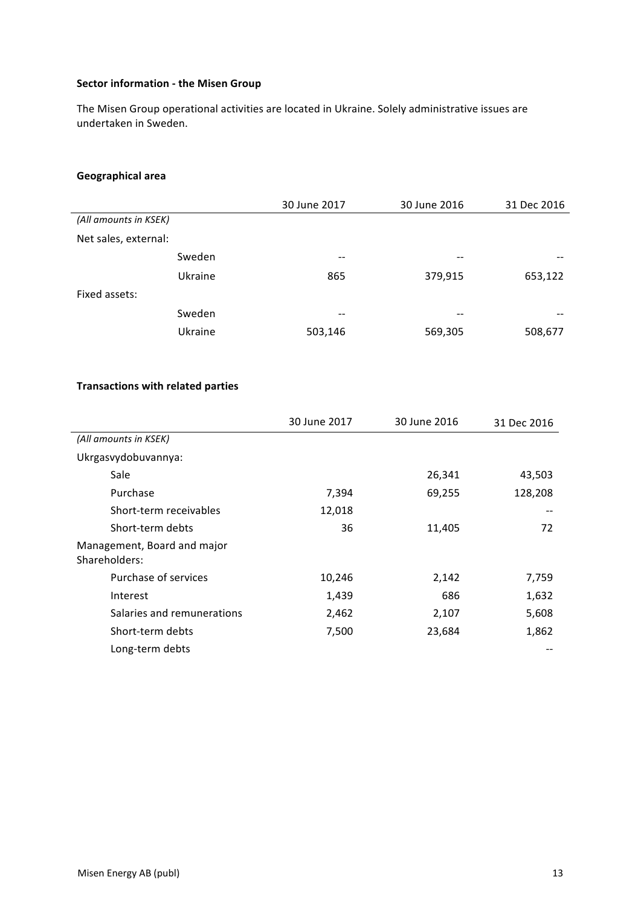**Sector information - the Misen Group**

The Misen Group operational activities are located in Ukraine. Solely administrative issues are undertaken in Sweden.

**Geographical area**

| | 30 June 2017 | 30 June 2016 | 31 Dec 2016 |
|---|---|---|---|
| *(All amounts in KSEK)* | | | |
| Net sales, external: | | | |
| Sweden | -- | -- | -- |
| Ukraine | 865 | 379,915 | 653,122 |
| Fixed assets: | | | |
| Sweden | -- | -- | -- |
| Ukraine | 503,146 | 569,305 | 508,677 |

**Transactions with related parties**

| | 30 June 2017 | 30 June 2016 | 31 Dec 2016 |
|---|---|---|---|
| *(All amounts in KSEK)* | | | |
| Ukrgasvydobuvannya: | | | |
| Sale | | 26,341 | 43,503 |
| Purchase | 7,394 | 69,255 | 128,208 |
| Short-term receivables | 12,018 | | -- |
| Short-term debts | 36 | 11,405 | 72 |
| Management, Board and major Shareholders: | | | |
| Purchase of services | 10,246 | 2,142 | 7,759 |
| Interest | 1,439 | 686 | 1,632 |
| Salaries and remunerations | 2,462 | 2,107 | 5,608 |
| Short-term debts | 7,500 | 23,684 | 1,862 |
| Long-term debts | | | -- |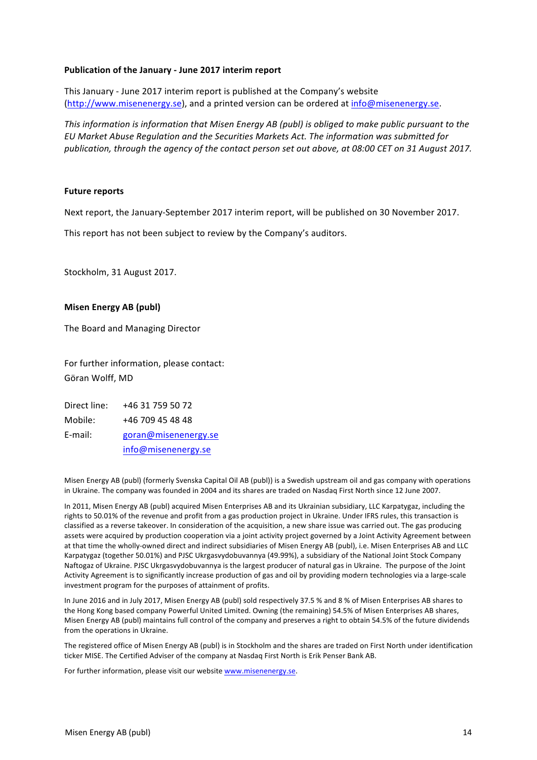**Publication of the January - June 2017 interim report**

This January - June 2017 interim report is published at the Company's website (http://www.misenenergy.se), and a printed version can be ordered at info@misenenergy.se.

*This information is information that Misen Energy AB (publ) is obliged to make public pursuant to the EU Market Abuse Regulation and the Securities Markets Act. The information was submitted for publication, through the agency of the contact person set out above, at 08:00 CET on 31 August 2017.*

**Future reports**

Next report, the January-September 2017 interim report, will be published on 30 November 2017.

This report has not been subject to review by the Company's auditors.

Stockholm, 31 August 2017.

**Misen Energy AB (publ)**

The Board and Managing Director

For further information, please contact:
Göran Wolff, MD

| | |
|---|---|
| Direct line: | +46 31 759 50 72 |
| Mobile: | +46 709 45 48 48 |
| E-mail: | goran@misenenergy.se |
| | info@misenenergy.se |

Misen Energy AB (publ) (formerly Svenska Capital Oil AB (publ)) is a Swedish upstream oil and gas company with operations in Ukraine. The company was founded in 2004 and its shares are traded on Nasdaq First North since 12 June 2007.

In 2011, Misen Energy AB (publ) acquired Misen Enterprises AB and its Ukrainian subsidiary, LLC Karpatygaz, including the rights to 50.01% of the revenue and profit from a gas production project in Ukraine. Under IFRS rules, this transaction is classified as a reverse takeover. In consideration of the acquisition, a new share issue was carried out. The gas producing assets were acquired by production cooperation via a joint activity project governed by a Joint Activity Agreement between at that time the wholly-owned direct and indirect subsidiaries of Misen Energy AB (publ), i.e. Misen Enterprises AB and LLC Karpatygaz (together 50.01%) and PJSC Ukrgasvydobuvannya (49.99%), a subsidiary of the National Joint Stock Company Naftogaz of Ukraine. PJSC Ukrgasvydobuvannya is the largest producer of natural gas in Ukraine. The purpose of the Joint Activity Agreement is to significantly increase production of gas and oil by providing modern technologies via a large-scale investment program for the purposes of attainment of profits.

In June 2016 and in July 2017, Misen Energy AB (publ) sold respectively 37.5 % and 8 % of Misen Enterprises AB shares to the Hong Kong based company Powerful United Limited. Owning (the remaining) 54.5% of Misen Enterprises AB shares, Misen Energy AB (publ) maintains full control of the company and preserves a right to obtain 54.5% of the future dividends from the operations in Ukraine.

The registered office of Misen Energy AB (publ) is in Stockholm and the shares are traded on First North under identification ticker MISE. The Certified Adviser of the company at Nasdaq First North is Erik Penser Bank AB.

For further information, please visit our website www.misenenergy.se.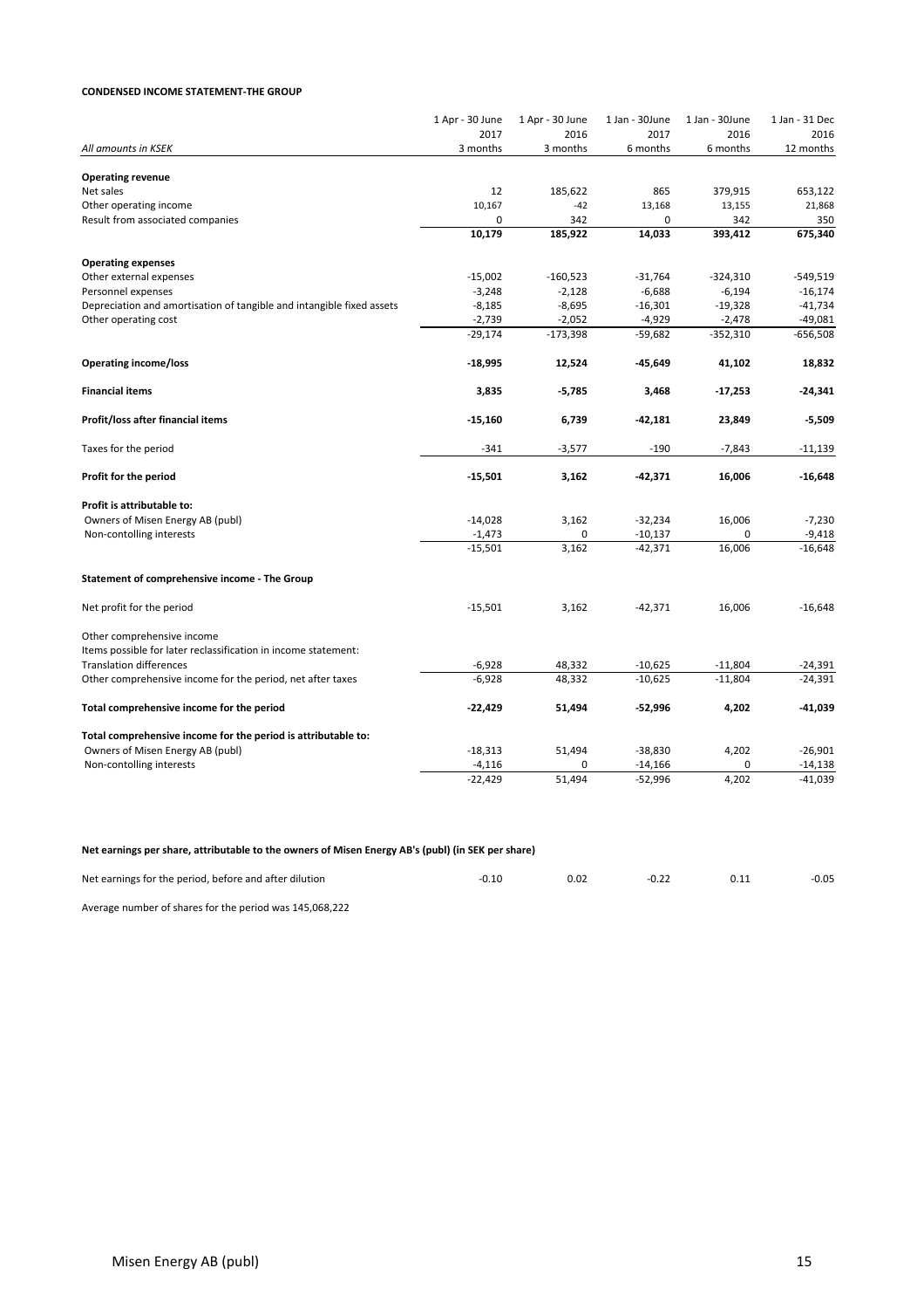**CONDENSED INCOME STATEMENT-THE GROUP**

| *All amounts in KSEK* | 1 Apr - 30 June 2017 3 months | 1 Apr - 30 June 2016 3 months | 1 Jan - 30June 2017 6 months | 1 Jan - 30June 2016 6 months | 1 Jan - 31 Dec 2016 12 months |
|---|---|---|---|---|---|
| **Operating revenue** | | | | | |
| Net sales | 12 | 185,622 | 865 | 379,915 | 653,122 |
| Other operating income | 10,167 | -42 | 13,168 | 13,155 | 21,868 |
| Result from associated companies | 0 | 342 | 0 | 342 | 350 |
| | **10,179** | **185,922** | **14,033** | **393,412** | **675,340** |
| **Operating expenses** | | | | | |
| Other external expenses | -15,002 | -160,523 | -31,764 | -324,310 | -549,519 |
| Personnel expenses | -3,248 | -2,128 | -6,688 | -6,194 | -16,174 |
| Depreciation and amortisation of tangible and intangible fixed assets | -8,185 | -8,695 | -16,301 | -19,328 | -41,734 |
| Other operating cost | -2,739 | -2,052 | -4,929 | -2,478 | -49,081 |
| | -29,174 | -173,398 | -59,682 | -352,310 | -656,508 |
| **Operating income/loss** | **-18,995** | **12,524** | **-45,649** | **41,102** | **18,832** |
| **Financial items** | **3,835** | **-5,785** | **3,468** | **-17,253** | **-24,341** |
| **Profit/loss after financial items** | **-15,160** | **6,739** | **-42,181** | **23,849** | **-5,509** |
| Taxes for the period | -341 | -3,577 | -190 | -7,843 | -11,139 |
| **Profit for the period** | **-15,501** | **3,162** | **-42,371** | **16,006** | **-16,648** |
| **Profit is attributable to:** | | | | | |
| Owners of Misen Energy AB (publ) | -14,028 | 3,162 | -32,234 | 16,006 | -7,230 |
| Non-contolling interests | -1,473 | 0 | -10,137 | 0 | -9,418 |
| | -15,501 | 3,162 | -42,371 | 16,006 | -16,648 |
| **Statement of comprehensive income - The Group** | | | | | |
| Net profit for the period | -15,501 | 3,162 | -42,371 | 16,006 | -16,648 |
| Other comprehensive income | | | | | |
| Items possible for later reclassification in income statement: | | | | | |
| Translation differences | -6,928 | 48,332 | -10,625 | -11,804 | -24,391 |
| Other comprehensive income for the period, net after taxes | -6,928 | 48,332 | -10,625 | -11,804 | -24,391 |
| **Total comprehensive income for the period** | **-22,429** | **51,494** | **-52,996** | **4,202** | **-41,039** |
| **Total comprehensive income for the period is attributable to:** | | | | | |
| Owners of Misen Energy AB (publ) | -18,313 | 51,494 | -38,830 | 4,202 | -26,901 |
| Non-contolling interests | -4,116 | 0 | -14,166 | 0 | -14,138 |
| | -22,429 | 51,494 | -52,996 | 4,202 | -41,039 |

**Net earnings per share, attributable to the owners of Misen Energy AB's (publ) (in SEK per share)**

| | | | | | |
|---|---|---|---|---|---|
| Net earnings for the period, before and after dilution | -0.10 | 0.02 | -0.22 | 0.11 | -0.05 |

Average number of shares for the period was 145,068,222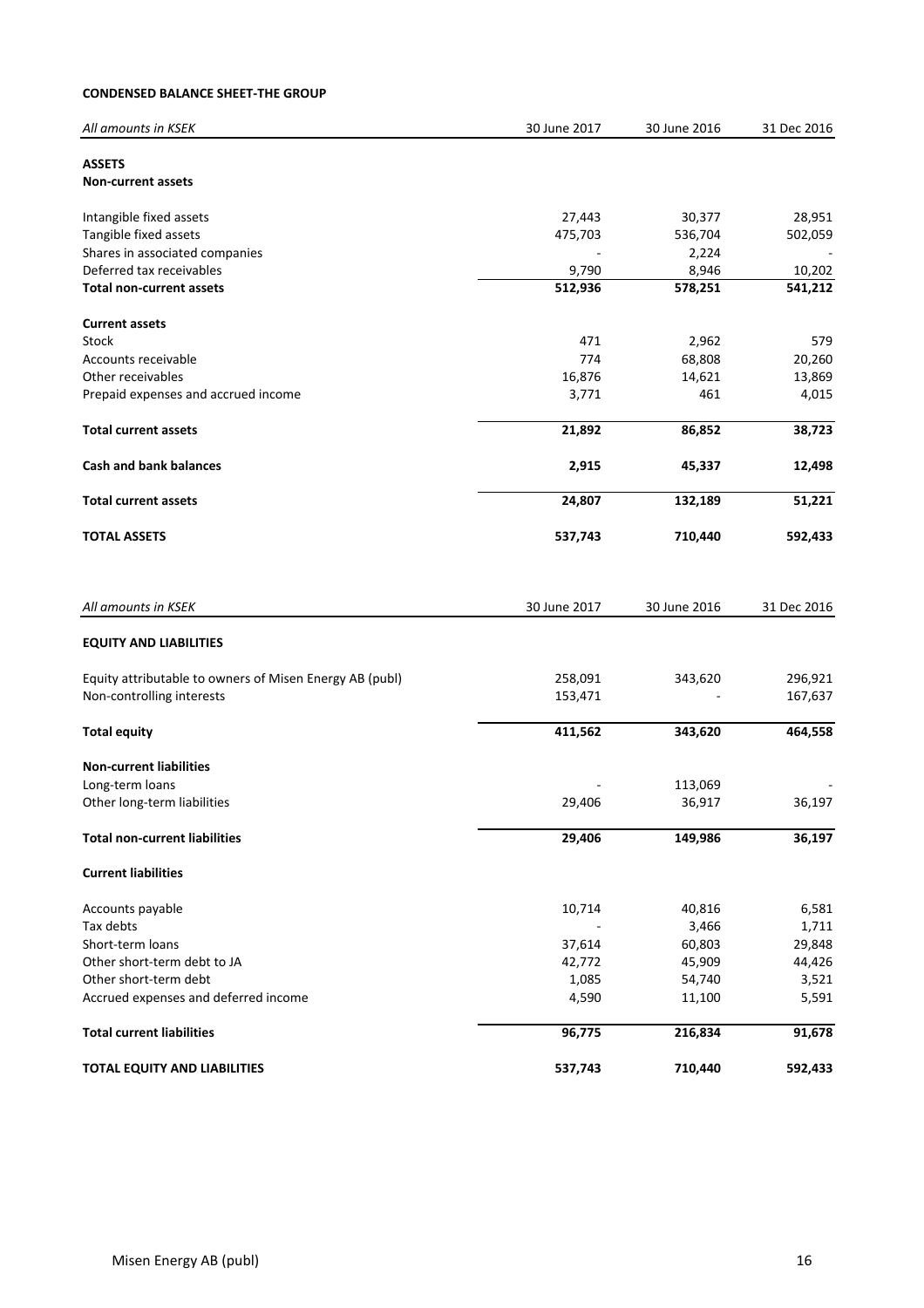**CONDENSED BALANCE SHEET-THE GROUP**

| *All amounts in KSEK* | 30 June 2017 | 30 June 2016 | 31 Dec 2016 |
|---|---|---|---|
| **ASSETS** | | | |
| **Non-current assets** | | | |
| Intangible fixed assets | 27,443 | 30,377 | 28,951 |
| Tangible fixed assets | 475,703 | 536,704 | 502,059 |
| Shares in associated companies | - | 2,224 | - |
| Deferred tax receivables | 9,790 | 8,946 | 10,202 |
| **Total non-current assets** | **512,936** | **578,251** | **541,212** |
| **Current assets** | | | |
| Stock | 471 | 2,962 | 579 |
| Accounts receivable | 774 | 68,808 | 20,260 |
| Other receivables | 16,876 | 14,621 | 13,869 |
| Prepaid expenses and accrued income | 3,771 | 461 | 4,015 |
| **Total current assets** | **21,892** | **86,852** | **38,723** |
| **Cash and bank balances** | **2,915** | **45,337** | **12,498** |
| **Total current assets** | **24,807** | **132,189** | **51,221** |
| **TOTAL ASSETS** | **537,743** | **710,440** | **592,433** |

| *All amounts in KSEK* | 30 June 2017 | 30 June 2016 | 31 Dec 2016 |
|---|---|---|---|
| **EQUITY AND LIABILITIES** | | | |
| Equity attributable to owners of Misen Energy AB (publ) | 258,091 | 343,620 | 296,921 |
| Non-controlling interests | 153,471 | - | 167,637 |
| **Total equity** | **411,562** | **343,620** | **464,558** |
| **Non-current liabilities** | | | |
| Long-term loans | - | 113,069 | - |
| Other long-term liabilities | 29,406 | 36,917 | 36,197 |
| **Total non-current liabilities** | **29,406** | **149,986** | **36,197** |
| **Current liabilities** | | | |
| Accounts payable | 10,714 | 40,816 | 6,581 |
| Tax debts | - | 3,466 | 1,711 |
| Short-term loans | 37,614 | 60,803 | 29,848 |
| Other short-term debt to JA | 42,772 | 45,909 | 44,426 |
| Other short-term debt | 1,085 | 54,740 | 3,521 |
| Accrued expenses and deferred income | 4,590 | 11,100 | 5,591 |
| **Total current liabilities** | **96,775** | **216,834** | **91,678** |
| **TOTAL EQUITY AND LIABILITIES** | **537,743** | **710,440** | **592,433** |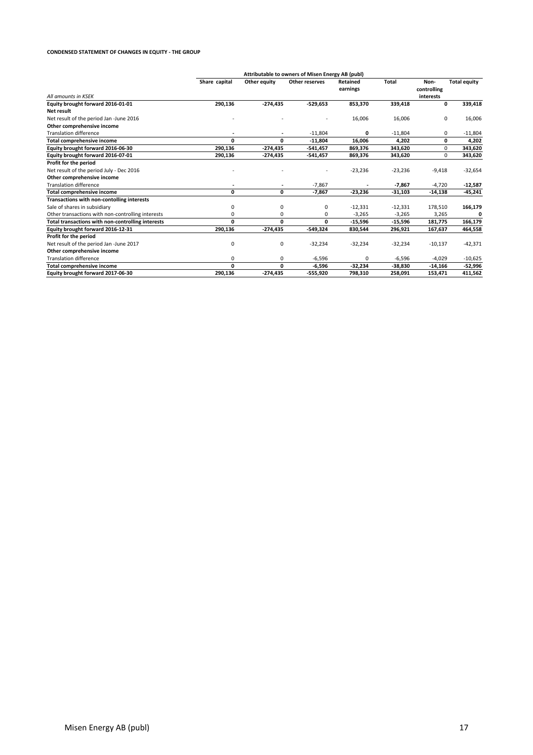**CONDENSED STATEMENT OF CHANGES IN EQUITY - THE GROUP**

| | Attributable to owners of Misen Energy AB (publ) | | | | | | |
|---|---|---|---|---|---|---|---|
| *All amounts in KSEK* | Share capital | Other equity | Other reserves | Retained earnings | Total | Non-controlling interests | Total equity |
| **Equity brought forward 2016-01-01** | **290,136** | **-274,435** | **-529,653** | **853,370** | **339,418** | **0** | **339,418** |
| **Net result** | | | | | | | |
| Net result of the period Jan -June 2016 | - | - | - | 16,006 | 16,006 | 0 | 16,006 |
| **Other comprehensive income** | | | | | | | |
| Translation difference | - | - | -11,804 | 0 | -11,804 | 0 | -11,804 |
| **Total comprehensive income** | **0** | **0** | **-11,804** | **16,006** | **4,202** | **0** | **4,202** |
| **Equity brought forward 2016-06-30** | **290,136** | **-274,435** | **-541,457** | **869,376** | **343,620** | 0 | **343,620** |
| **Equity brought forward 2016-07-01** | **290,136** | **-274,435** | **-541,457** | **869,376** | **343,620** | 0 | **343,620** |
| **Profit for the period** | | | | | | | |
| Net result of the period July - Dec 2016 | - | - | - | -23,236 | -23,236 | -9,418 | -32,654 |
| **Other comprehensive income** | | | | | | | |
| Translation difference | - | - | -7,867 | - | **-7,867** | -4,720 | **-12,587** |
| **Total comprehensive income** | **0** | **0** | **-7,867** | **-23,236** | **-31,103** | **-14,138** | **-45,241** |
| **Transactions with non-contolling interests** | | | | | | | |
| Sale of shares in subsidiary | 0 | 0 | 0 | -12,331 | -12,331 | 178,510 | **166,179** |
| Other transactions with non-controlling interests | 0 | 0 | 0 | -3,265 | -3,265 | 3,265 | **0** |
| **Total transactions with non-controlling interests** | **0** | **0** | **0** | **-15,596** | **-15,596** | **181,775** | **166,179** |
| **Equity brought forward 2016-12-31** | **290,136** | **-274,435** | **-549,324** | **830,544** | **296,921** | **167,637** | **464,558** |
| **Profit for the period** | | | | | | | |
| Net result of the period Jan -June 2017 | 0 | 0 | -32,234 | -32,234 | -32,234 | -10,137 | -42,371 |
| **Other comprehensive income** | | | | | | | |
| Translation difference | 0 | 0 | -6,596 | 0 | -6,596 | -4,029 | -10,625 |
| **Total comprehensive income** | **0** | **0** | **-6,596** | **-32,234** | **-38,830** | **-14,166** | **-52,996** |
| **Equity brought forward 2017-06-30** | **290,136** | **-274,435** | **-555,920** | **798,310** | **258,091** | **153,471** | **411,562** |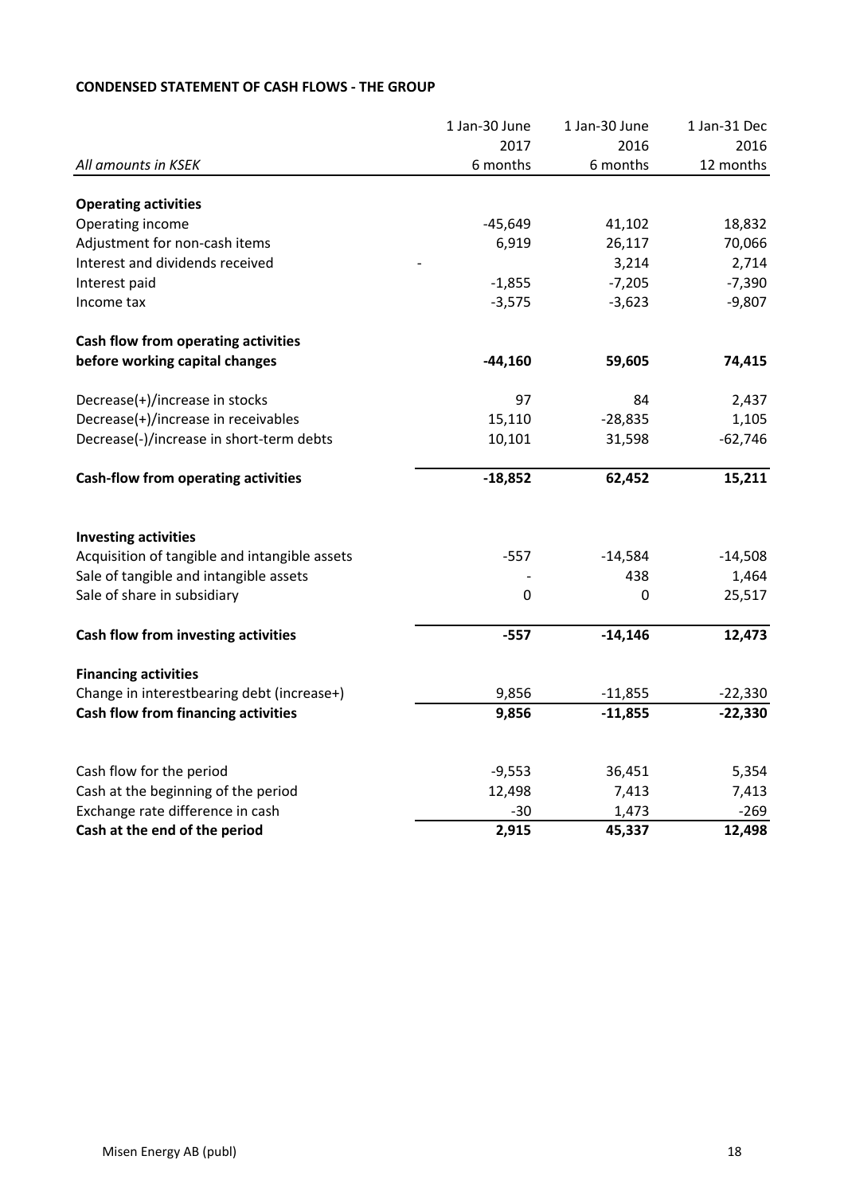**CONDENSED STATEMENT OF CASH FLOWS - THE GROUP**

| *All amounts in KSEK* | 1 Jan-30 June 2017 6 months | 1 Jan-30 June 2016 6 months | 1 Jan-31 Dec 2016 12 months |
|---|---|---|---|
| **Operating activities** | | | |
| Operating income | -45,649 | 41,102 | 18,832 |
| Adjustment for non-cash items | 6,919 | 26,117 | 70,066 |
| Interest and dividends received | - | 3,214 | 2,714 |
| Interest paid | -1,855 | -7,205 | -7,390 |
| Income tax | -3,575 | -3,623 | -9,807 |
| **Cash flow from operating activities before working capital changes** | **-44,160** | **59,605** | **74,415** |
| Decrease(+)/increase in stocks | 97 | 84 | 2,437 |
| Decrease(+)/increase in receivables | 15,110 | -28,835 | 1,105 |
| Decrease(-)/increase in short-term debts | 10,101 | 31,598 | -62,746 |
| **Cash-flow from operating activities** | **-18,852** | **62,452** | **15,211** |
| **Investing activities** | | | |
| Acquisition of tangible and intangible assets | -557 | -14,584 | -14,508 |
| Sale of tangible and intangible assets | - | 438 | 1,464 |
| Sale of share in subsidiary | 0 | 0 | 25,517 |
| **Cash flow from investing activities** | **-557** | **-14,146** | **12,473** |
| **Financing activities** | | | |
| Change in interestbearing debt (increase+) | 9,856 | -11,855 | -22,330 |
| **Cash flow from financing activities** | **9,856** | **-11,855** | **-22,330** |
| Cash flow for the period | -9,553 | 36,451 | 5,354 |
| Cash at the beginning of the period | 12,498 | 7,413 | 7,413 |
| Exchange rate difference in cash | -30 | 1,473 | -269 |
| **Cash at the end of the period** | **2,915** | **45,337** | **12,498** |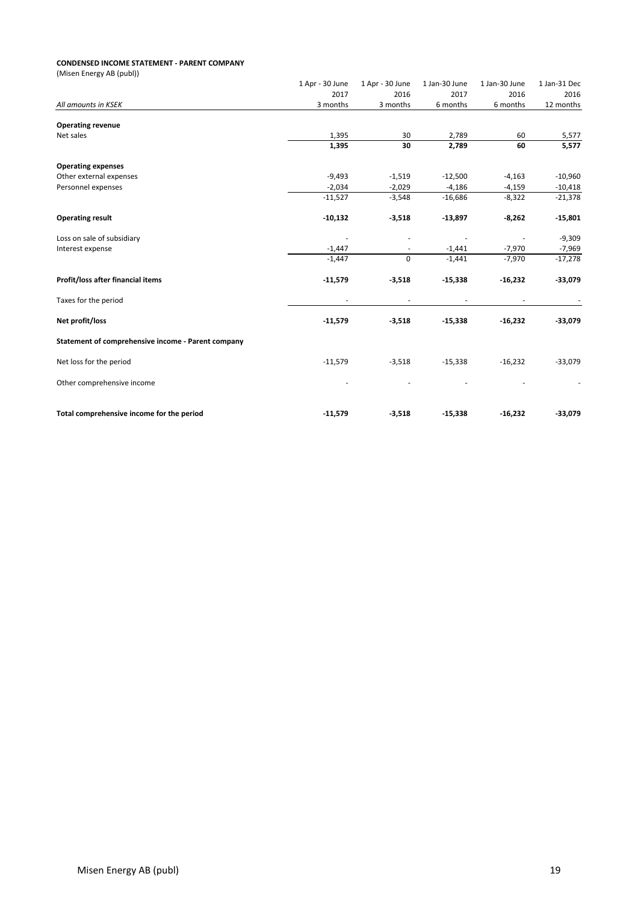**CONDENSED INCOME STATEMENT - PARENT COMPANY**

(Misen Energy AB (publ))

| *All amounts in KSEK* | 1 Apr - 30 June 2017 3 months | 1 Apr - 30 June 2016 3 months | 1 Jan-30 June 2017 6 months | 1 Jan-30 June 2016 6 months | 1 Jan-31 Dec 2016 12 months |
|---|---|---|---|---|---|
| **Operating revenue** | | | | | |
| Net sales | 1,395 | 30 | 2,789 | 60 | 5,577 |
| | **1,395** | **30** | **2,789** | **60** | **5,577** |
| **Operating expenses** | | | | | |
| Other external expenses | -9,493 | -1,519 | -12,500 | -4,163 | -10,960 |
| Personnel expenses | -2,034 | -2,029 | -4,186 | -4,159 | -10,418 |
| | -11,527 | -3,548 | -16,686 | -8,322 | -21,378 |
| **Operating result** | **-10,132** | **-3,518** | **-13,897** | **-8,262** | **-15,801** |
| Loss on sale of subsidiary | - | - | - | - | -9,309 |
| Interest expense | -1,447 | - | -1,441 | -7,970 | -7,969 |
| | -1,447 | 0 | -1,441 | -7,970 | -17,278 |
| **Profit/loss after financial items** | **-11,579** | **-3,518** | **-15,338** | **-16,232** | **-33,079** |
| Taxes for the period | - | - | - | - | - |
| **Net profit/loss** | **-11,579** | **-3,518** | **-15,338** | **-16,232** | **-33,079** |
| **Statement of comprehensive income - Parent company** | | | | | |
| Net loss for the period | -11,579 | -3,518 | -15,338 | -16,232 | -33,079 |
| Other comprehensive income | - | - | - | - | - |
| **Total comprehensive income for the period** | **-11,579** | **-3,518** | **-15,338** | **-16,232** | **-33,079** |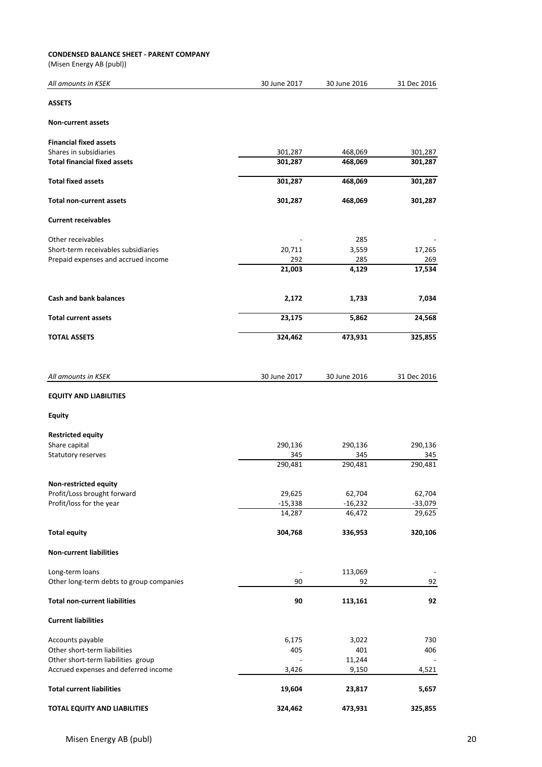**CONDENSED BALANCE SHEET - PARENT COMPANY**

(Misen Energy AB (publ))

| *All amounts in KSEK* | 30 June 2017 | 30 June 2016 | 31 Dec 2016 |
|---|---|---|---|
| **ASSETS** | | | |
| **Non-current assets** | | | |
| **Financial fixed assets** | | | |
| Shares in subsidiaries | 301,287 | 468,069 | 301,287 |
| **Total financial fixed assets** | **301,287** | **468,069** | **301,287** |
| **Total fixed assets** | **301,287** | **468,069** | **301,287** |
| **Total non-current assets** | **301,287** | **468,069** | **301,287** |
| **Current receivables** | | | |
| Other receivables | - | 285 | - |
| Short-term receivables subsidiaries | 20,711 | 3,559 | 17,265 |
| Prepaid expenses and accrued income | 292 | 285 | 269 |
| | **21,003** | **4,129** | **17,534** |
| **Cash and bank balances** | **2,172** | **1,733** | **7,034** |
| **Total current assets** | **23,175** | **5,862** | **24,568** |
| **TOTAL ASSETS** | **324,462** | **473,931** | **325,855** |

| *All amounts in KSEK* | 30 June 2017 | 30 June 2016 | 31 Dec 2016 |
|---|---|---|---|
| **EQUITY AND LIABILITIES** | | | |
| **Equity** | | | |
| **Restricted equity** | | | |
| Share capital | 290,136 | 290,136 | 290,136 |
| Statutory reserves | 345 | 345 | 345 |
| | 290,481 | 290,481 | 290,481 |
| **Non-restricted equity** | | | |
| Profit/Loss brought forward | 29,625 | 62,704 | 62,704 |
| Profit/loss for the year | -15,338 | -16,232 | -33,079 |
| | 14,287 | 46,472 | 29,625 |
| **Total equity** | **304,768** | **336,953** | **320,106** |
| **Non-current liabilities** | | | |
| Long-term loans | - | 113,069 | - |
| Other long-term debts to group companies | 90 | 92 | 92 |
| **Total non-current liabilities** | **90** | **113,161** | **92** |
| **Current liabilities** | | | |
| Accounts payable | 6,175 | 3,022 | 730 |
| Other short-term liabilities | 405 | 401 | 406 |
| Other short-term liabilities group | - | 11,244 | - |
| Accrued expenses and deferred income | 3,426 | 9,150 | 4,521 |
| **Total current liabilities** | **19,604** | **23,817** | **5,657** |
| **TOTAL EQUITY AND LIABILITIES** | **324,462** | **473,931** | **325,855** |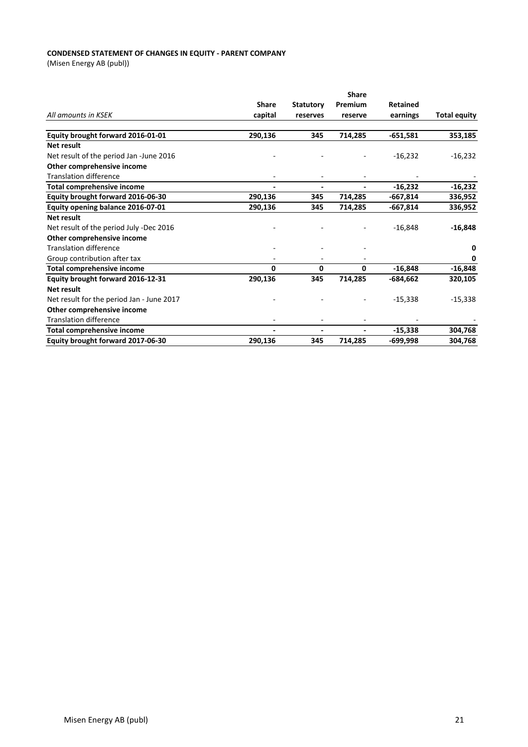**CONDENSED STATEMENT OF CHANGES IN EQUITY - PARENT COMPANY**
(Misen Energy AB (publ))

| *All amounts in KSEK* | Share capital | Statutory reserves | Share Premium reserve | Retained earnings | Total equity |
|---|---|---|---|---|---|
| **Equity brought forward 2016-01-01** | **290,136** | **345** | **714,285** | **-651,581** | **353,185** |
| **Net result** | | | | | |
| Net result of the period Jan -June 2016 | - | - | - | -16,232 | -16,232 |
| **Other comprehensive income** | | | | | |
| Translation difference | - | - | - | - | - |
| **Total comprehensive income** | **-** | **-** | **-** | **-16,232** | **-16,232** |
| **Equity brought forward 2016-06-30** | **290,136** | **345** | **714,285** | **-667,814** | **336,952** |
| **Equity opening balance 2016-07-01** | **290,136** | **345** | **714,285** | **-667,814** | **336,952** |
| **Net result** | | | | | |
| Net result of the period July -Dec 2016 | - | - | - | -16,848 | **-16,848** |
| **Other comprehensive income** | | | | | |
| Translation difference | - | - | - | | **0** |
| Group contribution after tax | - | - | - | | **0** |
| **Total comprehensive income** | **0** | **0** | **0** | **-16,848** | **-16,848** |
| **Equity brought forward 2016-12-31** | **290,136** | **345** | **714,285** | **-684,662** | **320,105** |
| **Net result** | | | | | |
| Net result for the period Jan - June 2017 | - | - | - | -15,338 | -15,338 |
| **Other comprehensive income** | | | | | |
| Translation difference | - | - | - | - | - |
| **Total comprehensive income** | **-** | **-** | **-** | **-15,338** | **304,768** |
| **Equity brought forward 2017-06-30** | **290,136** | **345** | **714,285** | **-699,998** | **304,768** |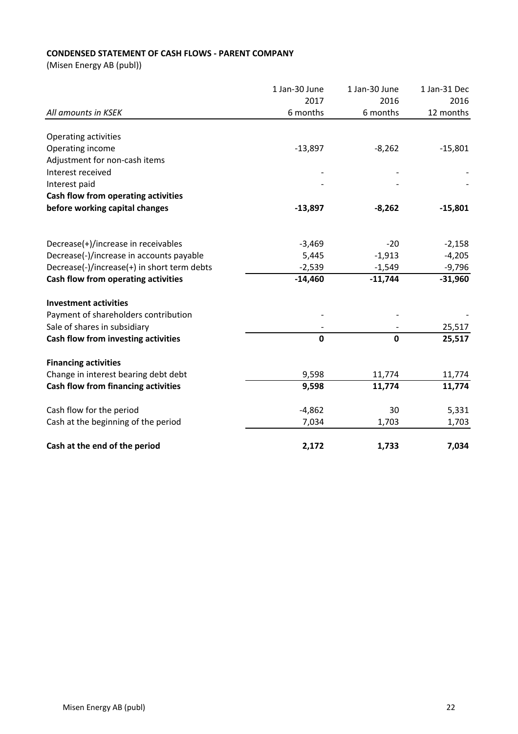**CONDENSED STATEMENT OF CASH FLOWS - PARENT COMPANY**

(Misen Energy AB (publ))

| *All amounts in KSEK* | 1 Jan-30 June 2017 6 months | 1 Jan-30 June 2016 6 months | 1 Jan-31 Dec 2016 12 months |
|---|---|---|---|
| Operating activities | | | |
| Operating income | -13,897 | -8,262 | -15,801 |
| Adjustment for non-cash items | | | |
| Interest received | - | - | - |
| Interest paid | - | - | - |
| **Cash flow from operating activities before working capital changes** | **-13,897** | **-8,262** | **-15,801** |
| Decrease(+)/increase in receivables | -3,469 | -20 | -2,158 |
| Decrease(-)/increase in accounts payable | 5,445 | -1,913 | -4,205 |
| Decrease(-)/increase(+) in short term debts | -2,539 | -1,549 | -9,796 |
| **Cash flow from operating activities** | **-14,460** | **-11,744** | **-31,960** |
| **Investment activities** | | | |
| Payment of shareholders contribution | - | - | - |
| Sale of shares in subsidiary | - | - | 25,517 |
| **Cash flow from investing activities** | **0** | **0** | **25,517** |
| **Financing activities** | | | |
| Change in interest bearing debt debt | 9,598 | 11,774 | 11,774 |
| **Cash flow from financing activities** | **9,598** | **11,774** | **11,774** |
| Cash flow for the period | -4,862 | 30 | 5,331 |
| Cash at the beginning of the period | 7,034 | 1,703 | 1,703 |
| **Cash at the end of the period** | **2,172** | **1,733** | **7,034** |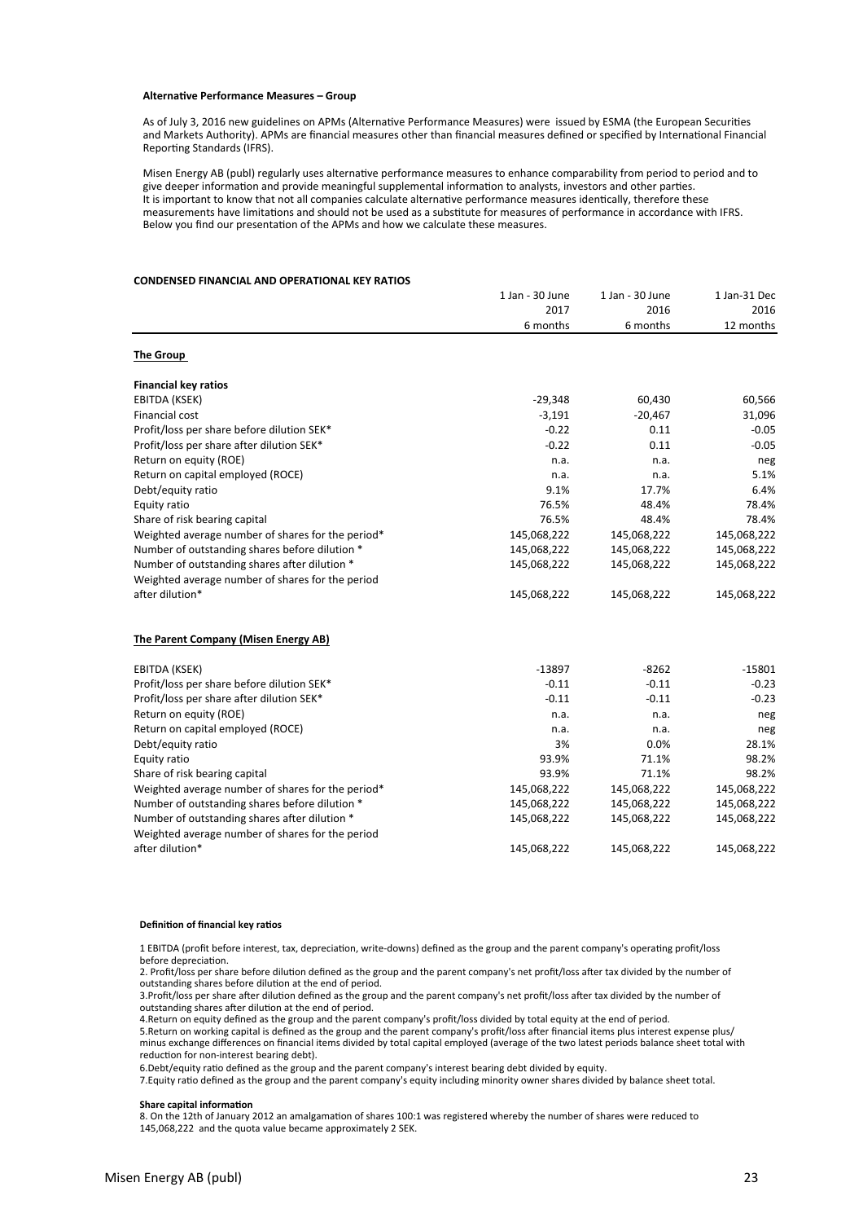**Alternative Performance Measures – Group**

As of July 3, 2016 new guidelines on APMs (Alternative Performance Measures) were issued by ESMA (the European Securities and Markets Authority). APMs are financial measures other than financial measures defined or specified by International Financial Reporting Standards (IFRS).

Misen Energy AB (publ) regularly uses alternative performance measures to enhance comparability from period to period and to give deeper information and provide meaningful supplemental information to analysts, investors and other parties. It is important to know that not all companies calculate alternative performance measures identically, therefore these measurements have limitations and should not be used as a substitute for measures of performance in accordance with IFRS. Below you find our presentation of the APMs and how we calculate these measures.

**CONDENSED FINANCIAL AND OPERATIONAL KEY RATIOS**

| | 1 Jan - 30 June 2017 6 months | 1 Jan - 30 June 2016 6 months | 1 Jan-31 Dec 2016 12 months |
|---|---|---|---|
| **The Group** | | | |
| **Financial key ratios** | | | |
| EBITDA (KSEK) | -29,348 | 60,430 | 60,566 |
| Financial cost | -3,191 | -20,467 | 31,096 |
| Profit/loss per share before dilution SEK* | -0.22 | 0.11 | -0.05 |
| Profit/loss per share after dilution SEK* | -0.22 | 0.11 | -0.05 |
| Return on equity (ROE) | n.a. | n.a. | neg |
| Return on capital employed (ROCE) | n.a. | n.a. | 5.1% |
| Debt/equity ratio | 9.1% | 17.7% | 6.4% |
| Equity ratio | 76.5% | 48.4% | 78.4% |
| Share of risk bearing capital | 76.5% | 48.4% | 78.4% |
| Weighted average number of shares for the period* | 145,068,222 | 145,068,222 | 145,068,222 |
| Number of outstanding shares before dilution * | 145,068,222 | 145,068,222 | 145,068,222 |
| Number of outstanding shares after dilution * | 145,068,222 | 145,068,222 | 145,068,222 |
| Weighted average number of shares for the period after dilution* | 145,068,222 | 145,068,222 | 145,068,222 |
| **The Parent Company (Misen Energy AB)** | | | |
| EBITDA (KSEK) | -13897 | -8262 | -15801 |
| Profit/loss per share before dilution SEK* | -0.11 | -0.11 | -0.23 |
| Profit/loss per share after dilution SEK* | -0.11 | -0.11 | -0.23 |
| Return on equity (ROE) | n.a. | n.a. | neg |
| Return on capital employed (ROCE) | n.a. | n.a. | neg |
| Debt/equity ratio | 3% | 0.0% | 28.1% |
| Equity ratio | 93.9% | 71.1% | 98.2% |
| Share of risk bearing capital | 93.9% | 71.1% | 98.2% |
| Weighted average number of shares for the period* | 145,068,222 | 145,068,222 | 145,068,222 |
| Number of outstanding shares before dilution * | 145,068,222 | 145,068,222 | 145,068,222 |
| Number of outstanding shares after dilution * | 145,068,222 | 145,068,222 | 145,068,222 |
| Weighted average number of shares for the period after dilution* | 145,068,222 | 145,068,222 | 145,068,222 |

**Definition of financial key ratios**

1 EBITDA (profit before interest, tax, depreciation, write-downs) defined as the group and the parent company's operating profit/loss before depreciation.

2. Profit/loss per share before dilution defined as the group and the parent company's net profit/loss after tax divided by the number of outstanding shares before dilution at the end of period.

3.Profit/loss per share after dilution defined as the group and the parent company's net profit/loss after tax divided by the number of outstanding shares after dilution at the end of period.

4.Return on equity defined as the group and the parent company's profit/loss divided by total equity at the end of period.

5.Return on working capital is defined as the group and the parent company's profit/loss after financial items plus interest expense plus/ minus exchange differences on financial items divided by total capital employed (average of the two latest periods balance sheet total with reduction for non-interest bearing debt).

6.Debt/equity ratio defined as the group and the parent company's interest bearing debt divided by equity.

7.Equity ratio defined as the group and the parent company's equity including minority owner shares divided by balance sheet total.

**Share capital information**

8. On the 12th of January 2012 an amalgamation of shares 100:1 was registered whereby the number of shares were reduced to 145,068,222 and the quota value became approximately 2 SEK.